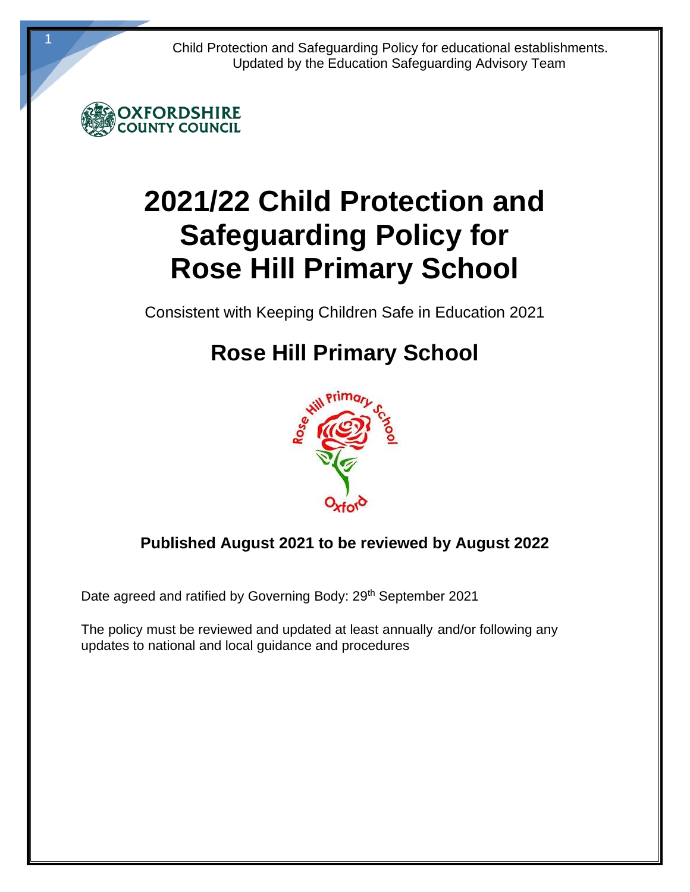Child Protection and Safeguarding Policy for educational establishments.
Updated by the Education Safeguarding Advisory Team

OXFORDSHIRE COUNTY COUNCIL

# 2021/22 Child Protection and Safeguarding Policy for Rose Hill Primary School

Consistent with Keeping Children Safe in Education 2021

## Rose Hill Primary School

**Published August 2021 to be reviewed by August 2022**

Date agreed and ratified by Governing Body: 29th September 2021

The policy must be reviewed and updated at least annually and/or following any updates to national and local guidance and procedures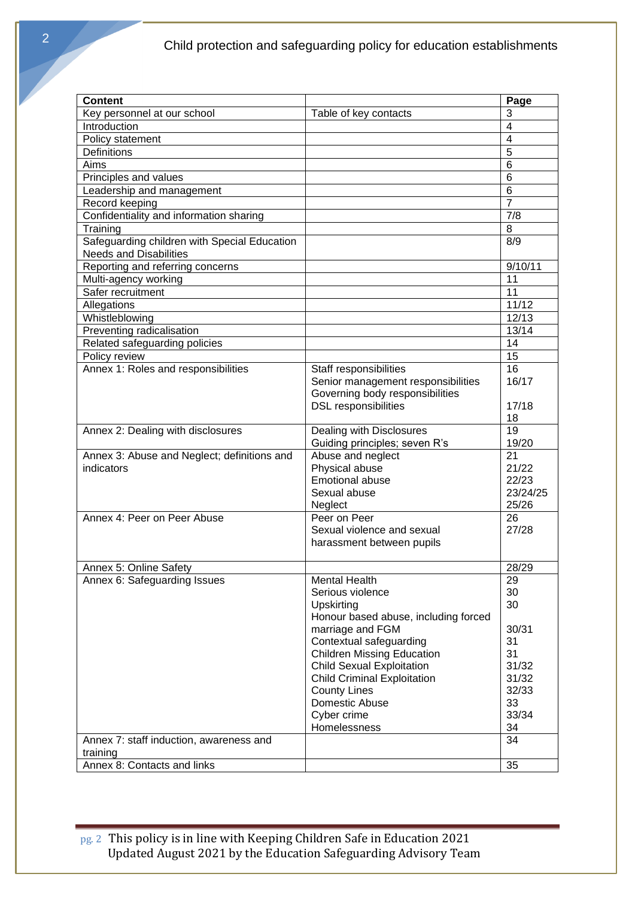| Content | | Page |
|---|---|---|
| Key personnel at our school | Table of key contacts | 3 |
| Introduction | | 4 |
| Policy statement | | 4 |
| Definitions | | 5 |
| Aims | | 6 |
| Principles and values | | 6 |
| Leadership and management | | 6 |
| Record keeping | | 7 |
| Confidentiality and information sharing | | 7/8 |
| Training | | 8 |
| Safeguarding children with Special Education Needs and Disabilities | | 8/9 |
| Reporting and referring concerns | | 9/10/11 |
| Multi-agency working | | 11 |
| Safer recruitment | | 11 |
| Allegations | | 11/12 |
| Whistleblowing | | 12/13 |
| Preventing radicalisation | | 13/14 |
| Related safeguarding policies | | 14 |
| Policy review | | 15 |
| Annex 1: Roles and responsibilities | Staff responsibilities<br>Senior management responsibilities<br>Governing body responsibilities<br>DSL responsibilities | 16<br>16/17<br><br>17/18<br>18 |
| Annex 2: Dealing with disclosures | Dealing with Disclosures<br>Guiding principles; seven R's | 19<br>19/20 |
| Annex 3: Abuse and Neglect; definitions and indicators | Abuse and neglect<br>Physical abuse<br>Emotional abuse<br>Sexual abuse<br>Neglect | 21<br>21/22<br>22/23<br>23/24/25<br>25/26 |
| Annex 4: Peer on Peer Abuse | Peer on Peer<br>Sexual violence and sexual harassment between pupils | 26<br>27/28 |
| Annex 5: Online Safety | | 28/29 |
| Annex 6: Safeguarding Issues | Mental Health<br>Serious violence<br>Upskirting<br>Honour based abuse, including forced marriage and FGM<br>Contextual safeguarding<br>Children Missing Education<br>Child Sexual Exploitation<br>Child Criminal Exploitation<br>County Lines<br>Domestic Abuse<br>Cyber crime<br>Homelessness | 29<br>30<br>30<br><br>30/31<br>31<br>31<br>31/32<br>31/32<br>32/33<br>33<br>33/34<br>34 |
| Annex 7: staff induction, awareness and training | | 34 |
| Annex 8: Contacts and links | | 35 |

This policy is in line with Keeping Children Safe in Education 2021
Updated August 2021 by the Education Safeguarding Advisory Team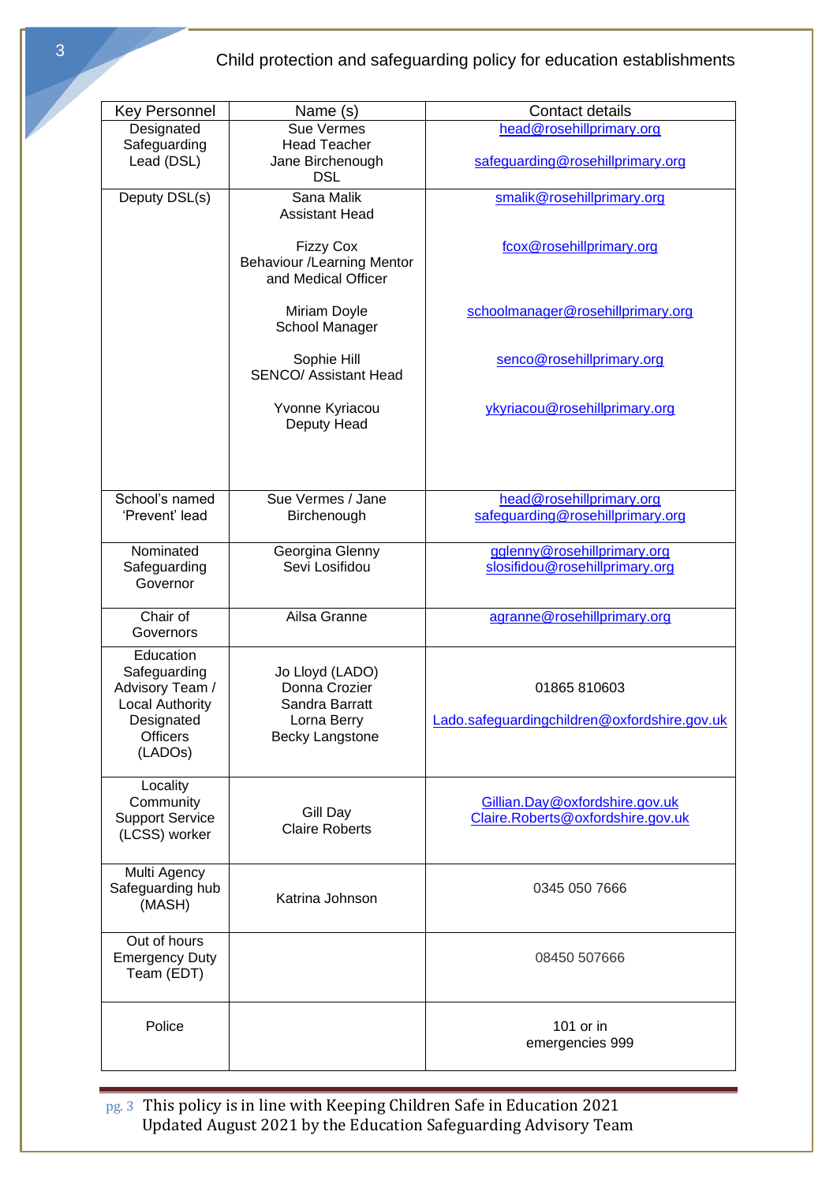| Key Personnel | Name (s) | Contact details |
|---|---|---|
| Designated Safeguarding Lead (DSL) | Sue Vermes<br>Head Teacher<br>Jane Birchenough<br>DSL | head@rosehillprimary.org<br><br>safeguarding@rosehillprimary.org |
| Deputy DSL(s) | Sana Malik<br>Assistant Head<br><br>Fizzy Cox<br>Behaviour /Learning Mentor and Medical Officer<br><br>Miriam Doyle<br>School Manager<br><br>Sophie Hill<br>SENCO/ Assistant Head<br><br>Yvonne Kyriacou<br>Deputy Head | smalik@rosehillprimary.org<br><br>fcox@rosehillprimary.org<br><br>schoolmanager@rosehillprimary.org<br><br>senco@rosehillprimary.org<br><br>ykyriacou@rosehillprimary.org |
| School's named 'Prevent' lead | Sue Vermes / Jane Birchenough | head@rosehillprimary.org<br>safeguarding@rosehillprimary.org |
| Nominated Safeguarding Governor | Georgina Glenny<br>Sevi Losifidou | gglenny@rosehillprimary.org<br>slosifidou@rosehillprimary.org |
| Chair of Governors | Ailsa Granne | agranne@rosehillprimary.org |
| Education Safeguarding Advisory Team / Local Authority Designated Officers (LADOs) | Jo Lloyd (LADO)<br>Donna Crozier<br>Sandra Barratt<br>Lorna Berry<br>Becky Langstone | 01865 810603<br><br>Lado.safeguardingchildren@oxfordshire.gov.uk |
| Locality Community Support Service (LCSS) worker | Gill Day<br>Claire Roberts | Gillian.Day@oxfordshire.gov.uk<br>Claire.Roberts@oxfordshire.gov.uk |
| Multi Agency Safeguarding hub (MASH) | Katrina Johnson | 0345 050 7666 |
| Out of hours Emergency Duty Team (EDT) | | 08450 507666 |
| Police | | 101 or in emergencies 999 |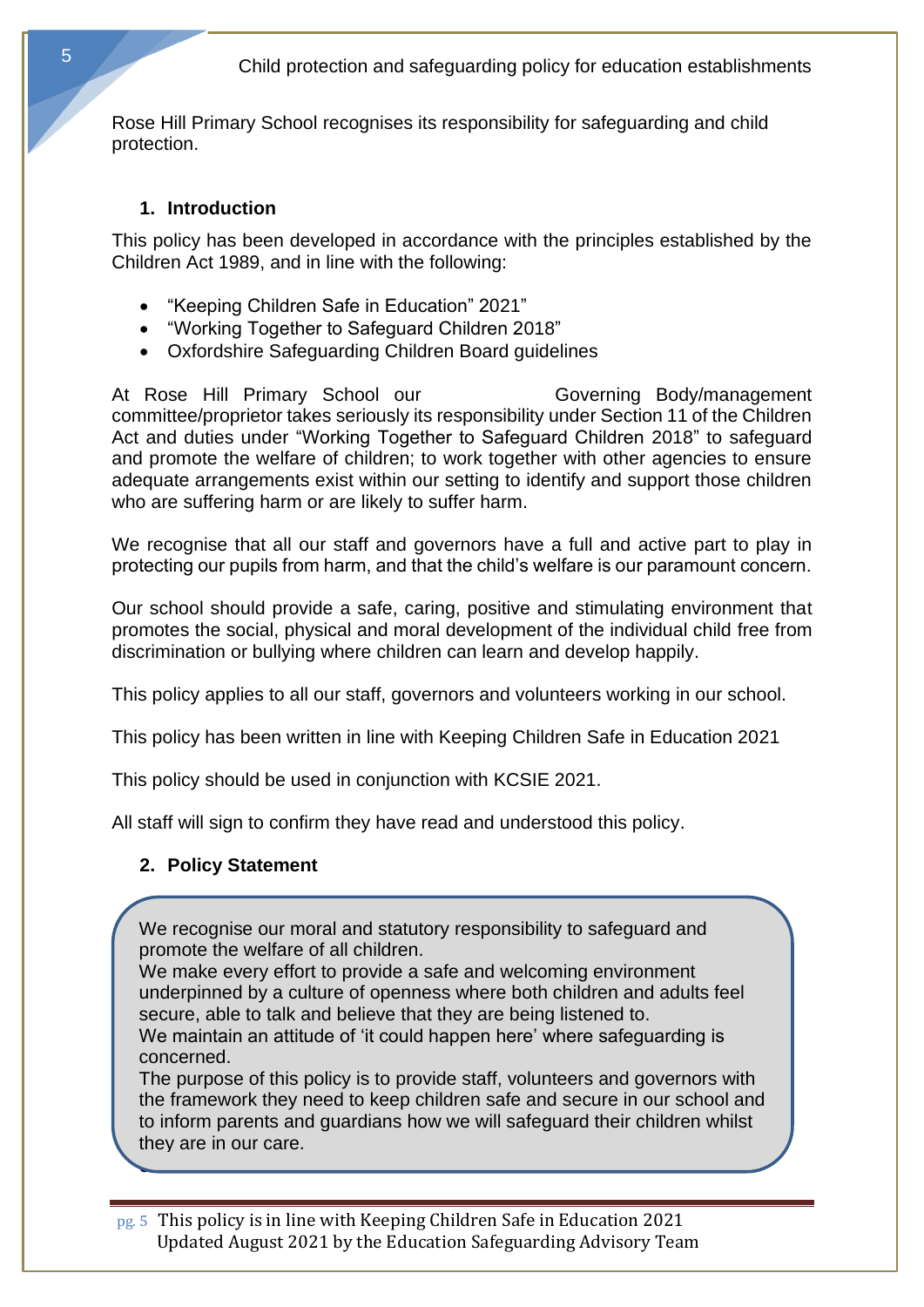Rose Hill Primary School recognises its responsibility for safeguarding and child protection.

## 1. Introduction

This policy has been developed in accordance with the principles established by the Children Act 1989, and in line with the following:

- "Keeping Children Safe in Education" 2021"
- "Working Together to Safeguard Children 2018"
- Oxfordshire Safeguarding Children Board guidelines

At Rose Hill Primary School our Governing Body/management committee/proprietor takes seriously its responsibility under Section 11 of the Children Act and duties under "Working Together to Safeguard Children 2018" to safeguard and promote the welfare of children; to work together with other agencies to ensure adequate arrangements exist within our setting to identify and support those children who are suffering harm or are likely to suffer harm.

We recognise that all our staff and governors have a full and active part to play in protecting our pupils from harm, and that the child's welfare is our paramount concern.

Our school should provide a safe, caring, positive and stimulating environment that promotes the social, physical and moral development of the individual child free from discrimination or bullying where children can learn and develop happily.

This policy applies to all our staff, governors and volunteers working in our school.

This policy has been written in line with Keeping Children Safe in Education 2021

This policy should be used in conjunction with KCSIE 2021.

All staff will sign to confirm they have read and understood this policy.

## 2. Policy Statement

We recognise our moral and statutory responsibility to safeguard and promote the welfare of all children.
We make every effort to provide a safe and welcoming environment underpinned by a culture of openness where both children and adults feel secure, able to talk and believe that they are being listened to.
We maintain an attitude of 'it could happen here' where safeguarding is concerned.
The purpose of this policy is to provide staff, volunteers and governors with the framework they need to keep children safe and secure in our school and to inform parents and guardians how we will safeguard their children whilst they are in our care.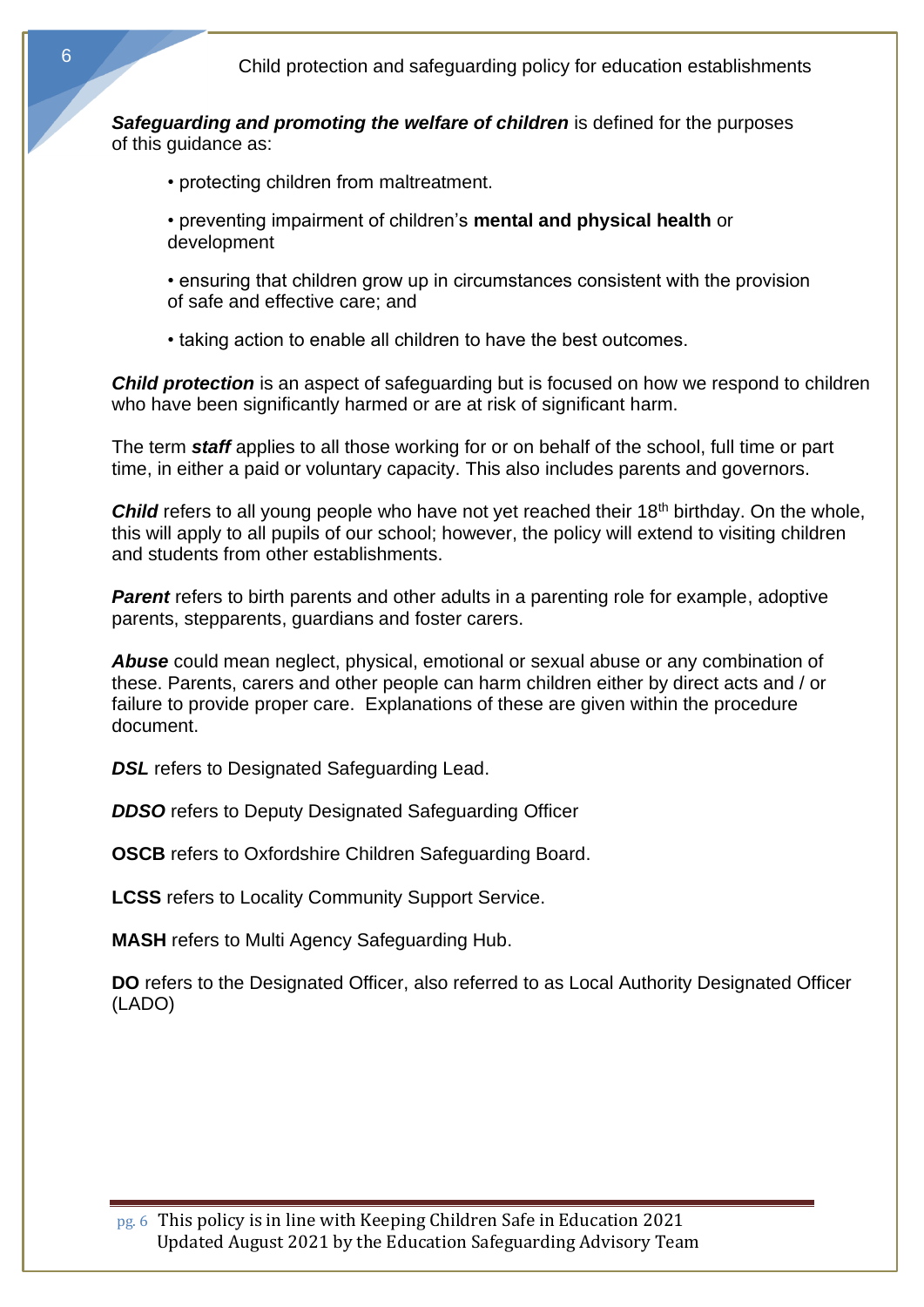***Safeguarding and promoting the welfare of children*** is defined for the purposes of this guidance as:

- protecting children from maltreatment.
- preventing impairment of children's **mental and physical health** or development
- ensuring that children grow up in circumstances consistent with the provision of safe and effective care; and
- taking action to enable all children to have the best outcomes.

***Child protection*** is an aspect of safeguarding but is focused on how we respond to children who have been significantly harmed or are at risk of significant harm.

The term ***staff*** applies to all those working for or on behalf of the school, full time or part time, in either a paid or voluntary capacity. This also includes parents and governors.

***Child*** refers to all young people who have not yet reached their 18th birthday. On the whole, this will apply to all pupils of our school; however, the policy will extend to visiting children and students from other establishments.

***Parent*** refers to birth parents and other adults in a parenting role for example, adoptive parents, stepparents, guardians and foster carers.

***Abuse*** could mean neglect, physical, emotional or sexual abuse or any combination of these. Parents, carers and other people can harm children either by direct acts and / or failure to provide proper care. Explanations of these are given within the procedure document.

***DSL*** refers to Designated Safeguarding Lead.

***DDSO*** refers to Deputy Designated Safeguarding Officer

**OSCB** refers to Oxfordshire Children Safeguarding Board.

**LCSS** refers to Locality Community Support Service.

**MASH** refers to Multi Agency Safeguarding Hub.

**DO** refers to the Designated Officer, also referred to as Local Authority Designated Officer (LADO)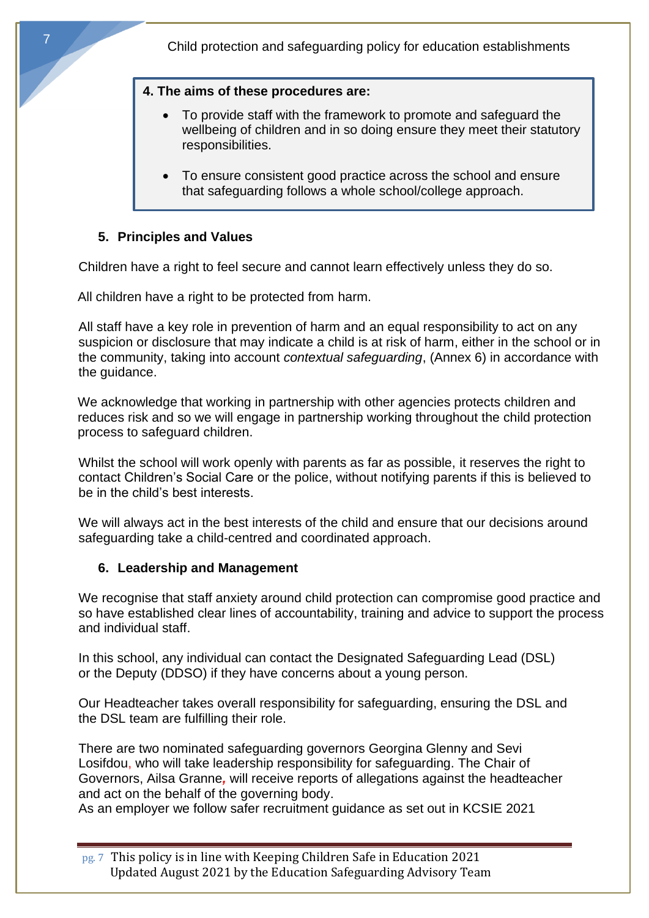**4. The aims of these procedures are:**

- To provide staff with the framework to promote and safeguard the wellbeing of children and in so doing ensure they meet their statutory responsibilities.
- To ensure consistent good practice across the school and ensure that safeguarding follows a whole school/college approach.

## 5. Principles and Values

Children have a right to feel secure and cannot learn effectively unless they do so.

All children have a right to be protected from harm.

All staff have a key role in prevention of harm and an equal responsibility to act on any suspicion or disclosure that may indicate a child is at risk of harm, either in the school or in the community, taking into account *contextual safeguarding*, (Annex 6) in accordance with the guidance.

We acknowledge that working in partnership with other agencies protects children and reduces risk and so we will engage in partnership working throughout the child protection process to safeguard children.

Whilst the school will work openly with parents as far as possible, it reserves the right to contact Children's Social Care or the police, without notifying parents if this is believed to be in the child's best interests.

We will always act in the best interests of the child and ensure that our decisions around safeguarding take a child-centred and coordinated approach.

## 6. Leadership and Management

We recognise that staff anxiety around child protection can compromise good practice and so have established clear lines of accountability, training and advice to support the process and individual staff.

In this school, any individual can contact the Designated Safeguarding Lead (DSL) or the Deputy (DDSO) if they have concerns about a young person.

Our Headteacher takes overall responsibility for safeguarding, ensuring the DSL and the DSL team are fulfilling their role.

There are two nominated safeguarding governors Georgina Glenny and Sevi Losifdou, who will take leadership responsibility for safeguarding. The Chair of Governors, Ailsa Granne, will receive reports of allegations against the headteacher and act on the behalf of the governing body.
As an employer we follow safer recruitment guidance as set out in KCSIE 2021

This policy is in line with Keeping Children Safe in Education 2021
Updated August 2021 by the Education Safeguarding Advisory Team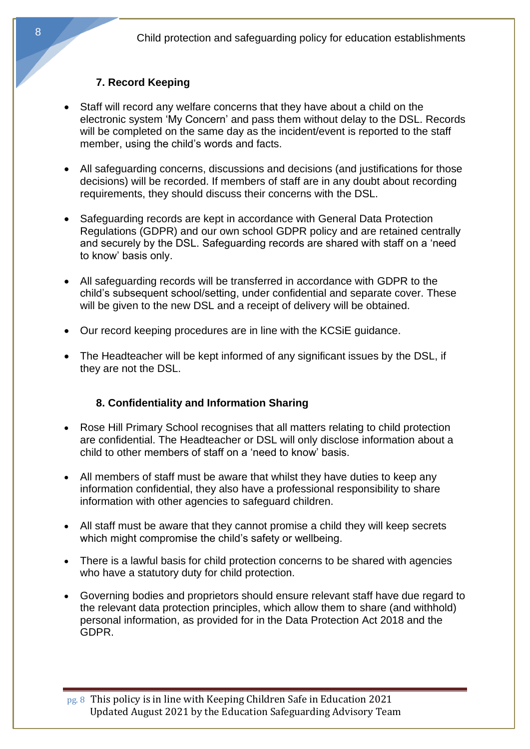## 7. Record Keeping

- Staff will record any welfare concerns that they have about a child on the electronic system 'My Concern' and pass them without delay to the DSL. Records will be completed on the same day as the incident/event is reported to the staff member, using the child's words and facts.

- All safeguarding concerns, discussions and decisions (and justifications for those decisions) will be recorded. If members of staff are in any doubt about recording requirements, they should discuss their concerns with the DSL.

- Safeguarding records are kept in accordance with General Data Protection Regulations (GDPR) and our own school GDPR policy and are retained centrally and securely by the DSL. Safeguarding records are shared with staff on a 'need to know' basis only.

- All safeguarding records will be transferred in accordance with GDPR to the child's subsequent school/setting, under confidential and separate cover. These will be given to the new DSL and a receipt of delivery will be obtained.

- Our record keeping procedures are in line with the KCSiE guidance.

- The Headteacher will be kept informed of any significant issues by the DSL, if they are not the DSL.

## 8. Confidentiality and Information Sharing

- Rose Hill Primary School recognises that all matters relating to child protection are confidential. The Headteacher or DSL will only disclose information about a child to other members of staff on a 'need to know' basis.

- All members of staff must be aware that whilst they have duties to keep any information confidential, they also have a professional responsibility to share information with other agencies to safeguard children.

- All staff must be aware that they cannot promise a child they will keep secrets which might compromise the child's safety or wellbeing.

- There is a lawful basis for child protection concerns to be shared with agencies who have a statutory duty for child protection.

- Governing bodies and proprietors should ensure relevant staff have due regard to the relevant data protection principles, which allow them to share (and withhold) personal information, as provided for in the Data Protection Act 2018 and the GDPR.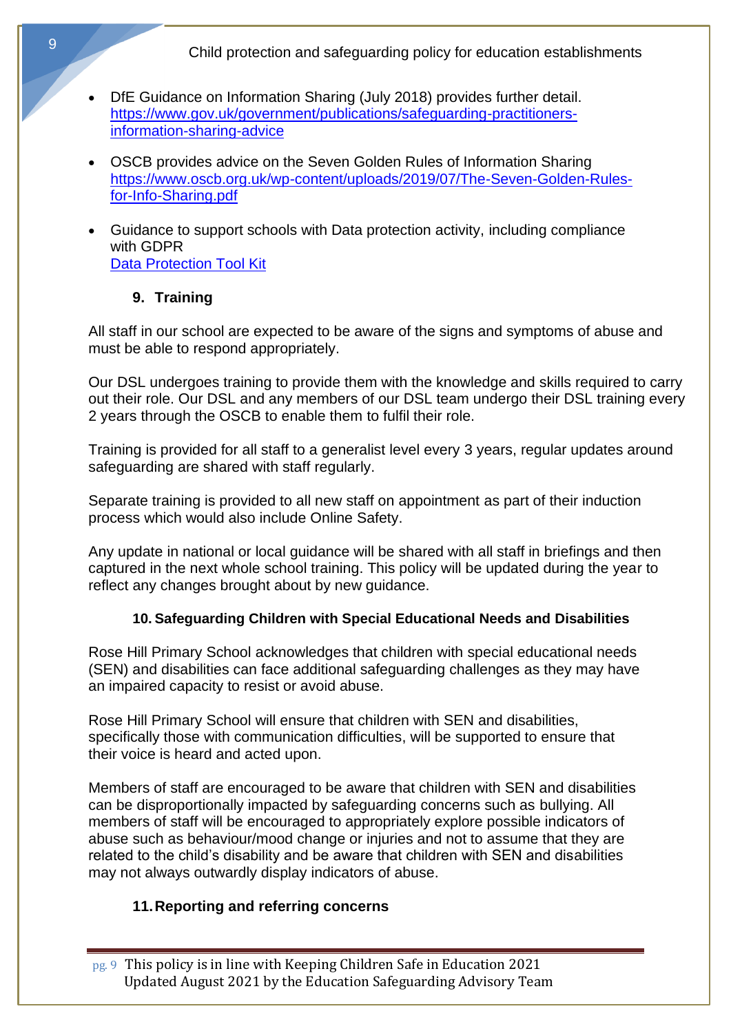- DfE Guidance on Information Sharing (July 2018) provides further detail. [https://www.gov.uk/government/publications/safeguarding-practitioners-information-sharing-advice](https://www.gov.uk/government/publications/safeguarding-practitioners-information-sharing-advice)

- OSCB provides advice on the Seven Golden Rules of Information Sharing [https://www.oscb.org.uk/wp-content/uploads/2019/07/The-Seven-Golden-Rules-for-Info-Sharing.pdf](https://www.oscb.org.uk/wp-content/uploads/2019/07/The-Seven-Golden-Rules-for-Info-Sharing.pdf)

- Guidance to support schools with Data protection activity, including compliance with GDPR
  Data Protection Tool Kit

## 9. Training

All staff in our school are expected to be aware of the signs and symptoms of abuse and must be able to respond appropriately.

Our DSL undergoes training to provide them with the knowledge and skills required to carry out their role. Our DSL and any members of our DSL team undergo their DSL training every 2 years through the OSCB to enable them to fulfil their role.

Training is provided for all staff to a generalist level every 3 years, regular updates around safeguarding are shared with staff regularly.

Separate training is provided to all new staff on appointment as part of their induction process which would also include Online Safety.

Any update in national or local guidance will be shared with all staff in briefings and then captured in the next whole school training. This policy will be updated during the year to reflect any changes brought about by new guidance.

## 10. Safeguarding Children with Special Educational Needs and Disabilities

Rose Hill Primary School acknowledges that children with special educational needs (SEN) and disabilities can face additional safeguarding challenges as they may have an impaired capacity to resist or avoid abuse.

Rose Hill Primary School will ensure that children with SEN and disabilities, specifically those with communication difficulties, will be supported to ensure that their voice is heard and acted upon.

Members of staff are encouraged to be aware that children with SEN and disabilities can be disproportionally impacted by safeguarding concerns such as bullying. All members of staff will be encouraged to appropriately explore possible indicators of abuse such as behaviour/mood change or injuries and not to assume that they are related to the child's disability and be aware that children with SEN and disabilities may not always outwardly display indicators of abuse.

## 11. Reporting and referring concerns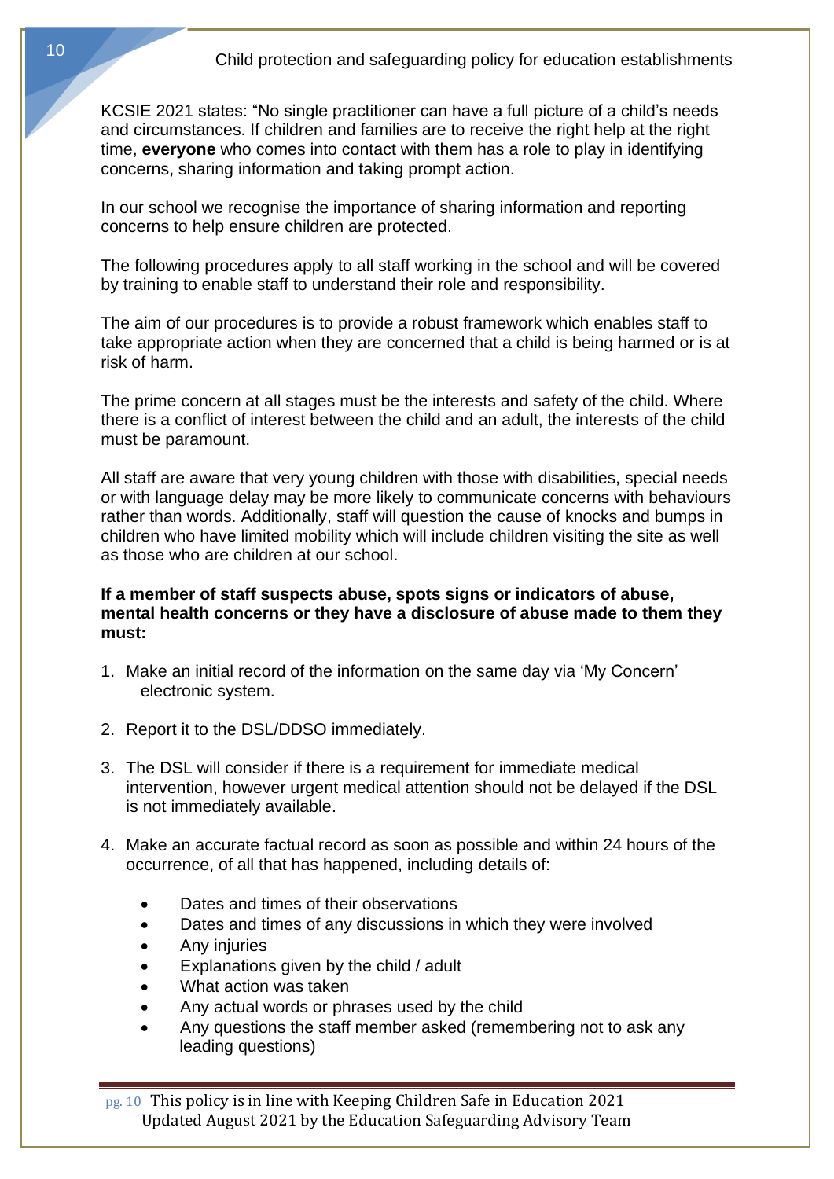KCSIE 2021 states: "No single practitioner can have a full picture of a child's needs and circumstances. If children and families are to receive the right help at the right time, **everyone** who comes into contact with them has a role to play in identifying concerns, sharing information and taking prompt action.

In our school we recognise the importance of sharing information and reporting concerns to help ensure children are protected.

The following procedures apply to all staff working in the school and will be covered by training to enable staff to understand their role and responsibility.

The aim of our procedures is to provide a robust framework which enables staff to take appropriate action when they are concerned that a child is being harmed or is at risk of harm.

The prime concern at all stages must be the interests and safety of the child. Where there is a conflict of interest between the child and an adult, the interests of the child must be paramount.

All staff are aware that very young children with those with disabilities, special needs or with language delay may be more likely to communicate concerns with behaviours rather than words. Additionally, staff will question the cause of knocks and bumps in children who have limited mobility which will include children visiting the site as well as those who are children at our school.

**If a member of staff suspects abuse, spots signs or indicators of abuse, mental health concerns or they have a disclosure of abuse made to them they must:**

1. Make an initial record of the information on the same day via 'My Concern' electronic system.

2. Report it to the DSL/DDSO immediately.

3. The DSL will consider if there is a requirement for immediate medical intervention, however urgent medical attention should not be delayed if the DSL is not immediately available.

4. Make an accurate factual record as soon as possible and within 24 hours of the occurrence, of all that has happened, including details of:

    - Dates and times of their observations
    - Dates and times of any discussions in which they were involved
    - Any injuries
    - Explanations given by the child / adult
    - What action was taken
    - Any actual words or phrases used by the child
    - Any questions the staff member asked (remembering not to ask any leading questions)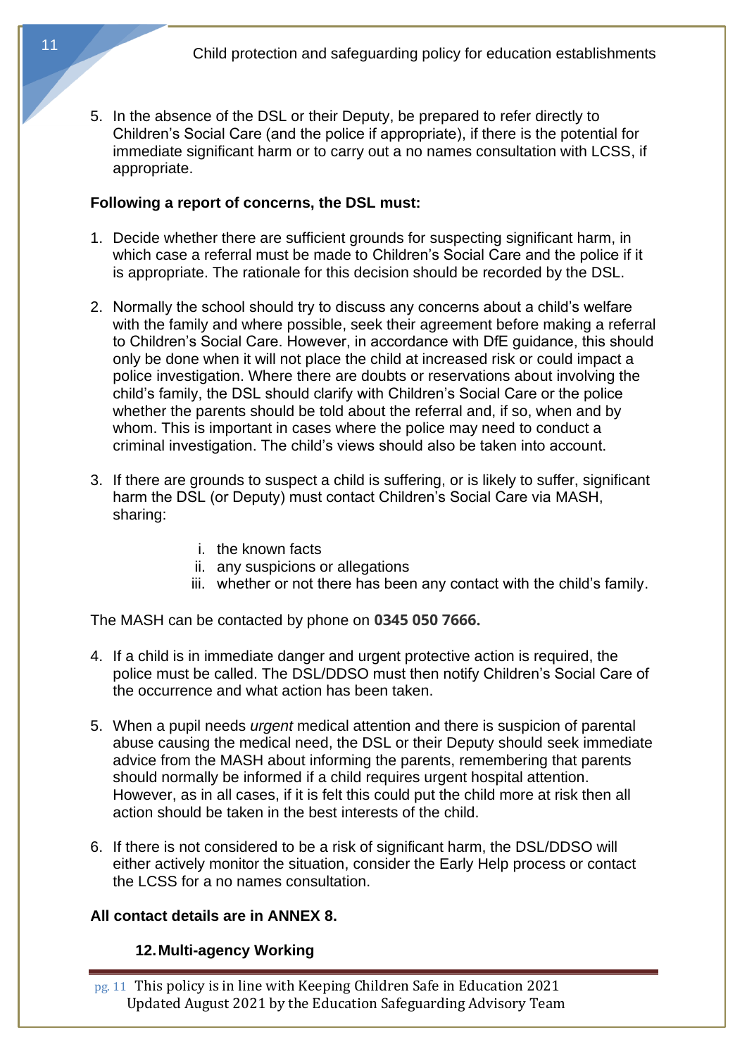5. In the absence of the DSL or their Deputy, be prepared to refer directly to Children's Social Care (and the police if appropriate), if there is the potential for immediate significant harm or to carry out a no names consultation with LCSS, if appropriate.

**Following a report of concerns, the DSL must:**

1. Decide whether there are sufficient grounds for suspecting significant harm, in which case a referral must be made to Children's Social Care and the police if it is appropriate. The rationale for this decision should be recorded by the DSL.

2. Normally the school should try to discuss any concerns about a child's welfare with the family and where possible, seek their agreement before making a referral to Children's Social Care. However, in accordance with DfE guidance, this should only be done when it will not place the child at increased risk or could impact a police investigation. Where there are doubts or reservations about involving the child's family, the DSL should clarify with Children's Social Care or the police whether the parents should be told about the referral and, if so, when and by whom. This is important in cases where the police may need to conduct a criminal investigation. The child's views should also be taken into account.

3. If there are grounds to suspect a child is suffering, or is likely to suffer, significant harm the DSL (or Deputy) must contact Children's Social Care via MASH, sharing:

   i. the known facts
   ii. any suspicions or allegations
   iii. whether or not there has been any contact with the child's family.

The MASH can be contacted by phone on **0345 050 7666.**

4. If a child is in immediate danger and urgent protective action is required, the police must be called. The DSL/DDSO must then notify Children's Social Care of the occurrence and what action has been taken.

5. When a pupil needs *urgent* medical attention and there is suspicion of parental abuse causing the medical need, the DSL or their Deputy should seek immediate advice from the MASH about informing the parents, remembering that parents should normally be informed if a child requires urgent hospital attention. However, as in all cases, if it is felt this could put the child more at risk then all action should be taken in the best interests of the child.

6. If there is not considered to be a risk of significant harm, the DSL/DDSO will either actively monitor the situation, consider the Early Help process or contact the LCSS for a no names consultation.

**All contact details are in ANNEX 8.**

## 12. Multi-agency Working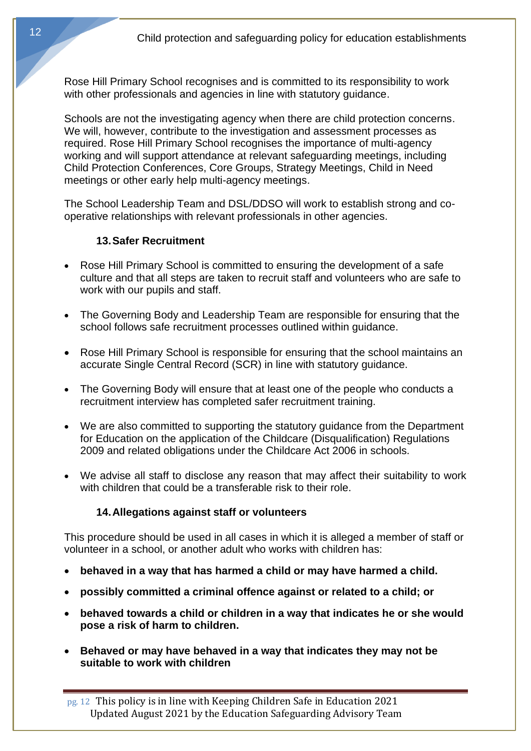Rose Hill Primary School recognises and is committed to its responsibility to work with other professionals and agencies in line with statutory guidance.

Schools are not the investigating agency when there are child protection concerns. We will, however, contribute to the investigation and assessment processes as required. Rose Hill Primary School recognises the importance of multi-agency working and will support attendance at relevant safeguarding meetings, including Child Protection Conferences, Core Groups, Strategy Meetings, Child in Need meetings or other early help multi-agency meetings.

The School Leadership Team and DSL/DDSO will work to establish strong and co-operative relationships with relevant professionals in other agencies.

## 13. Safer Recruitment

- Rose Hill Primary School is committed to ensuring the development of a safe culture and that all steps are taken to recruit staff and volunteers who are safe to work with our pupils and staff.
- The Governing Body and Leadership Team are responsible for ensuring that the school follows safe recruitment processes outlined within guidance.
- Rose Hill Primary School is responsible for ensuring that the school maintains an accurate Single Central Record (SCR) in line with statutory guidance.
- The Governing Body will ensure that at least one of the people who conducts a recruitment interview has completed safer recruitment training.
- We are also committed to supporting the statutory guidance from the Department for Education on the application of the Childcare (Disqualification) Regulations 2009 and related obligations under the Childcare Act 2006 in schools.
- We advise all staff to disclose any reason that may affect their suitability to work with children that could be a transferable risk to their role.

## 14. Allegations against staff or volunteers

This procedure should be used in all cases in which it is alleged a member of staff or volunteer in a school, or another adult who works with children has:

- **behaved in a way that has harmed a child or may have harmed a child.**
- **possibly committed a criminal offence against or related to a child; or**
- **behaved towards a child or children in a way that indicates he or she would pose a risk of harm to children.**
- **Behaved or may have behaved in a way that indicates they may not be suitable to work with children**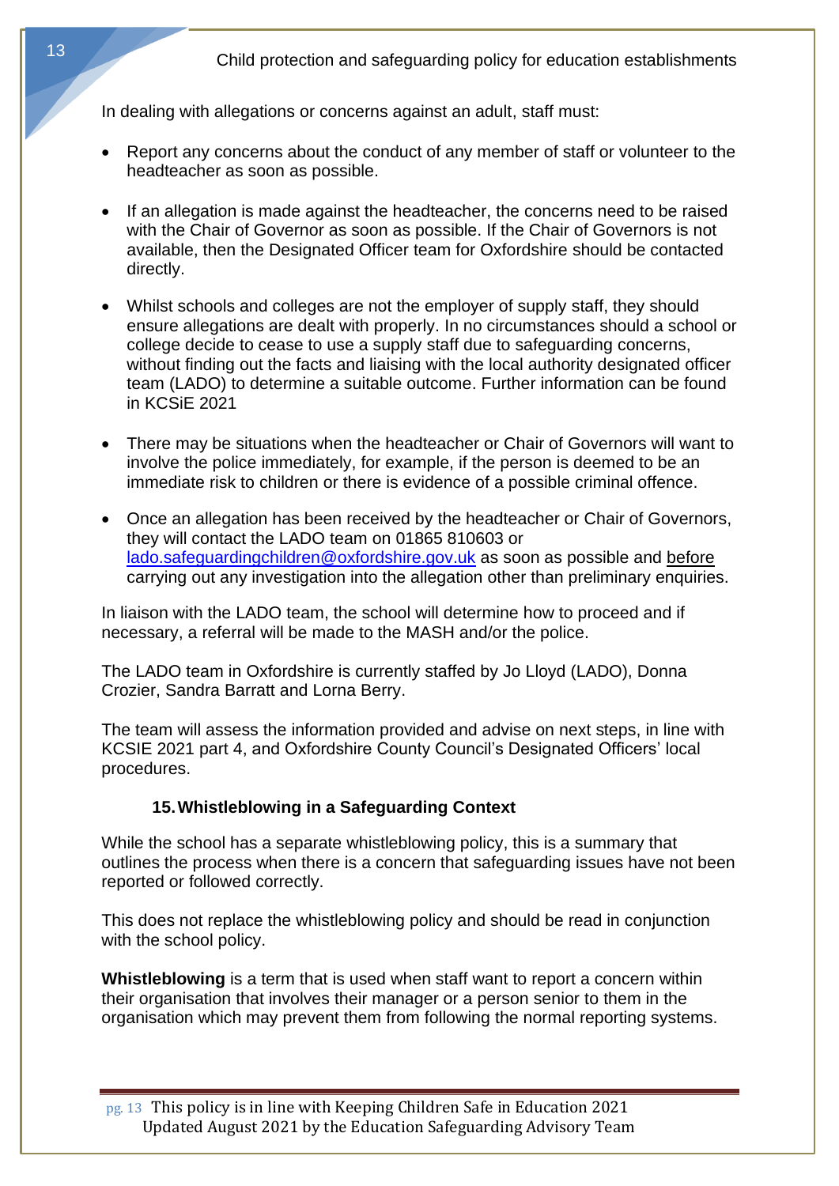In dealing with allegations or concerns against an adult, staff must:

- Report any concerns about the conduct of any member of staff or volunteer to the headteacher as soon as possible.
- If an allegation is made against the headteacher, the concerns need to be raised with the Chair of Governor as soon as possible. If the Chair of Governors is not available, then the Designated Officer team for Oxfordshire should be contacted directly.
- Whilst schools and colleges are not the employer of supply staff, they should ensure allegations are dealt with properly. In no circumstances should a school or college decide to cease to use a supply staff due to safeguarding concerns, without finding out the facts and liaising with the local authority designated officer team (LADO) to determine a suitable outcome. Further information can be found in KCSiE 2021
- There may be situations when the headteacher or Chair of Governors will want to involve the police immediately, for example, if the person is deemed to be an immediate risk to children or there is evidence of a possible criminal offence.
- Once an allegation has been received by the headteacher or Chair of Governors, they will contact the LADO team on 01865 810603 or lado.safeguardingchildren@oxfordshire.gov.uk as soon as possible and before carrying out any investigation into the allegation other than preliminary enquiries.

In liaison with the LADO team, the school will determine how to proceed and if necessary, a referral will be made to the MASH and/or the police.

The LADO team in Oxfordshire is currently staffed by Jo Lloyd (LADO), Donna Crozier, Sandra Barratt and Lorna Berry.

The team will assess the information provided and advise on next steps, in line with KCSIE 2021 part 4, and Oxfordshire County Council's Designated Officers' local procedures.

## 15. Whistleblowing in a Safeguarding Context

While the school has a separate whistleblowing policy, this is a summary that outlines the process when there is a concern that safeguarding issues have not been reported or followed correctly.

This does not replace the whistleblowing policy and should be read in conjunction with the school policy.

**Whistleblowing** is a term that is used when staff want to report a concern within their organisation that involves their manager or a person senior to them in the organisation which may prevent them from following the normal reporting systems.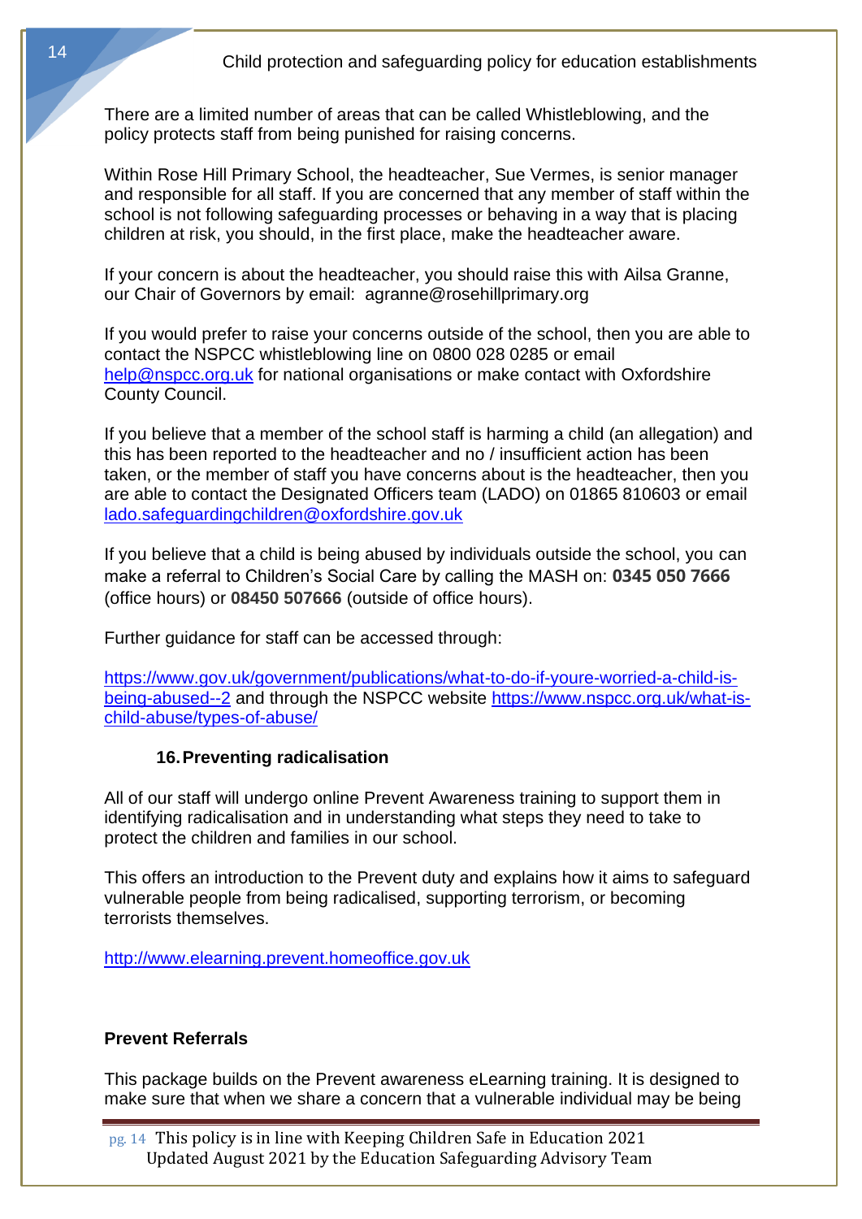There are a limited number of areas that can be called Whistleblowing, and the policy protects staff from being punished for raising concerns.

Within Rose Hill Primary School, the headteacher, Sue Vermes, is senior manager and responsible for all staff. If you are concerned that any member of staff within the school is not following safeguarding processes or behaving in a way that is placing children at risk, you should, in the first place, make the headteacher aware.

If your concern is about the headteacher, you should raise this with Ailsa Granne, our Chair of Governors by email: agranne@rosehillprimary.org

If you would prefer to raise your concerns outside of the school, then you are able to contact the NSPCC whistleblowing line on 0800 028 0285 or email help@nspcc.org.uk for national organisations or make contact with Oxfordshire County Council.

If you believe that a member of the school staff is harming a child (an allegation) and this has been reported to the headteacher and no / insufficient action has been taken, or the member of staff you have concerns about is the headteacher, then you are able to contact the Designated Officers team (LADO) on 01865 810603 or email lado.safeguardingchildren@oxfordshire.gov.uk

If you believe that a child is being abused by individuals outside the school, you can make a referral to Children's Social Care by calling the MASH on: **0345 050 7666** (office hours) or **08450 507666** (outside of office hours).

Further guidance for staff can be accessed through:

https://www.gov.uk/government/publications/what-to-do-if-youre-worried-a-child-is-being-abused--2 and through the NSPCC website https://www.nspcc.org.uk/what-is-child-abuse/types-of-abuse/

## 16. Preventing radicalisation

All of our staff will undergo online Prevent Awareness training to support them in identifying radicalisation and in understanding what steps they need to take to protect the children and families in our school.

This offers an introduction to the Prevent duty and explains how it aims to safeguard vulnerable people from being radicalised, supporting terrorism, or becoming terrorists themselves.

http://www.elearning.prevent.homeoffice.gov.uk

### Prevent Referrals

This package builds on the Prevent awareness eLearning training. It is designed to make sure that when we share a concern that a vulnerable individual may be being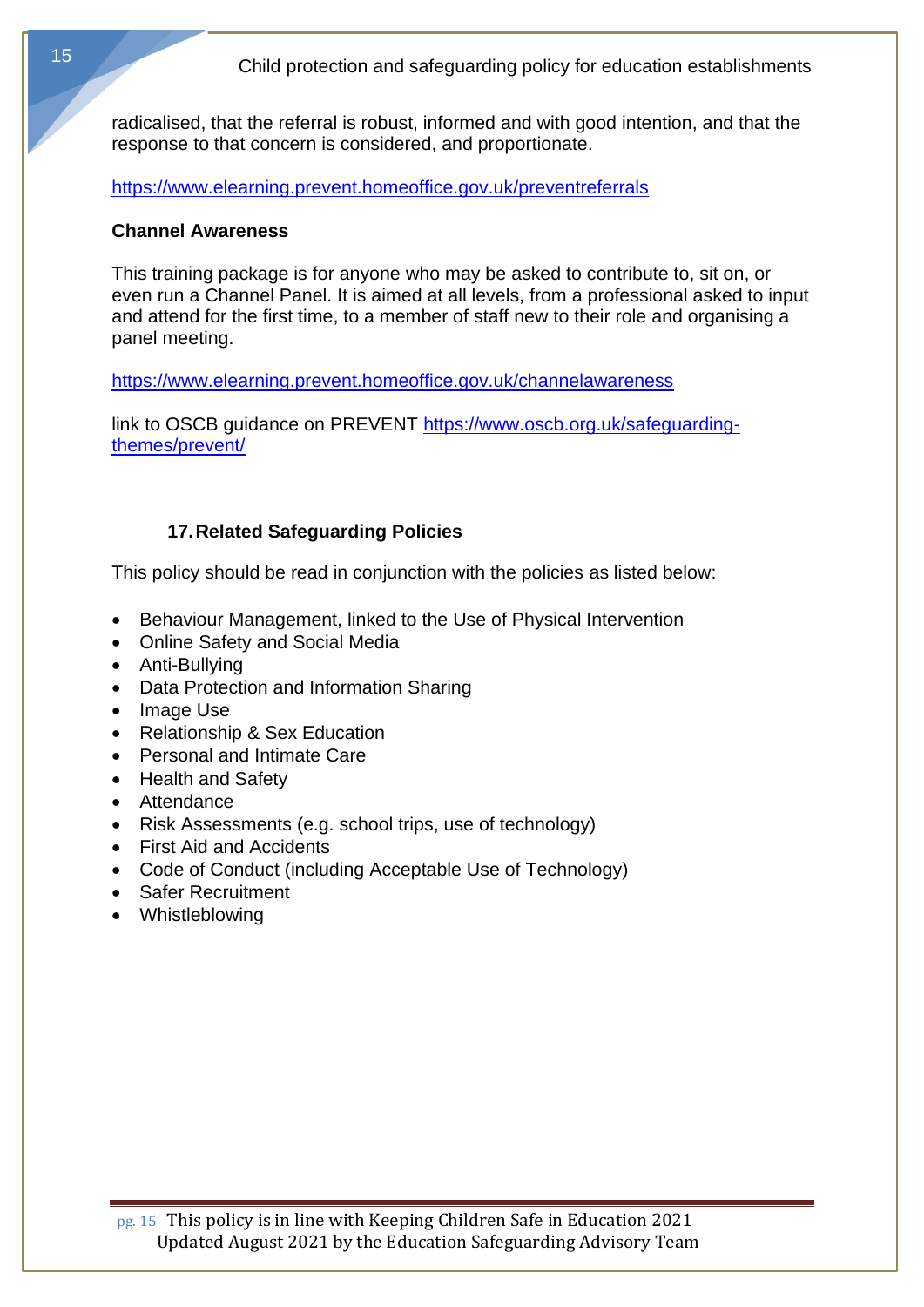radicalised, that the referral is robust, informed and with good intention, and that the response to that concern is considered, and proportionate.

https://www.elearning.prevent.homeoffice.gov.uk/preventreferrals

**Channel Awareness**

This training package is for anyone who may be asked to contribute to, sit on, or even run a Channel Panel. It is aimed at all levels, from a professional asked to input and attend for the first time, to a member of staff new to their role and organising a panel meeting.

https://www.elearning.prevent.homeoffice.gov.uk/channelawareness

link to OSCB guidance on PREVENT https://www.oscb.org.uk/safeguarding-themes/prevent/

## 17. Related Safeguarding Policies

This policy should be read in conjunction with the policies as listed below:

- Behaviour Management, linked to the Use of Physical Intervention
- Online Safety and Social Media
- Anti-Bullying
- Data Protection and Information Sharing
- Image Use
- Relationship & Sex Education
- Personal and Intimate Care
- Health and Safety
- Attendance
- Risk Assessments (e.g. school trips, use of technology)
- First Aid and Accidents
- Code of Conduct (including Acceptable Use of Technology)
- Safer Recruitment
- Whistleblowing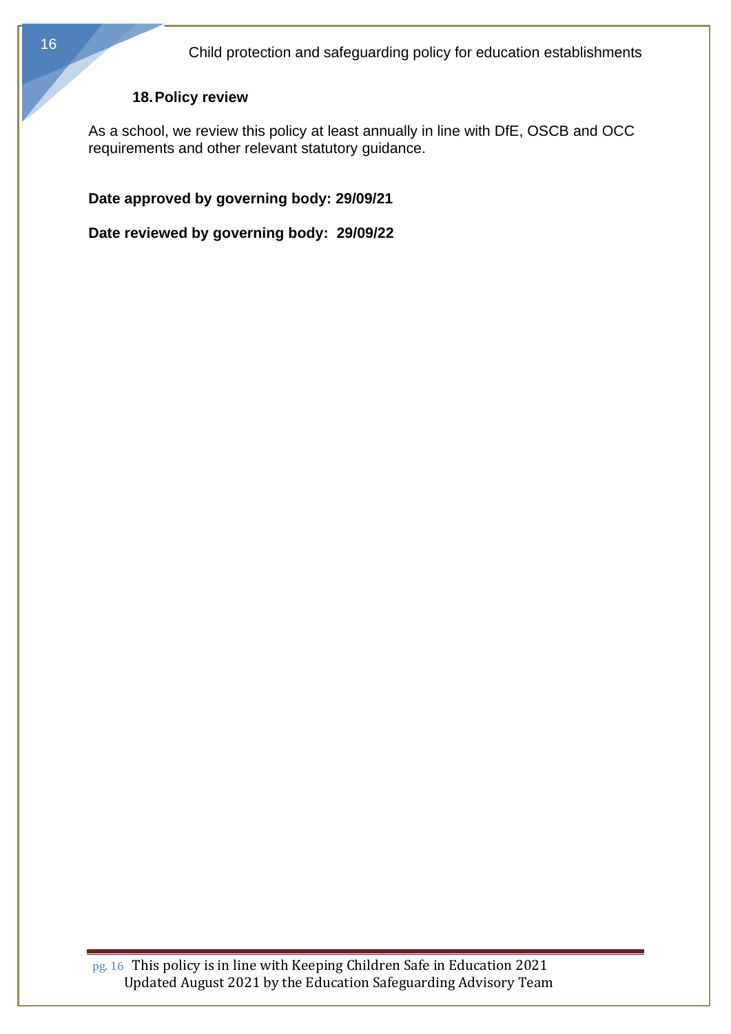## 18. Policy review

As a school, we review this policy at least annually in line with DfE, OSCB and OCC requirements and other relevant statutory guidance.

**Date approved by governing body: 29/09/21**

**Date reviewed by governing body: 29/09/22**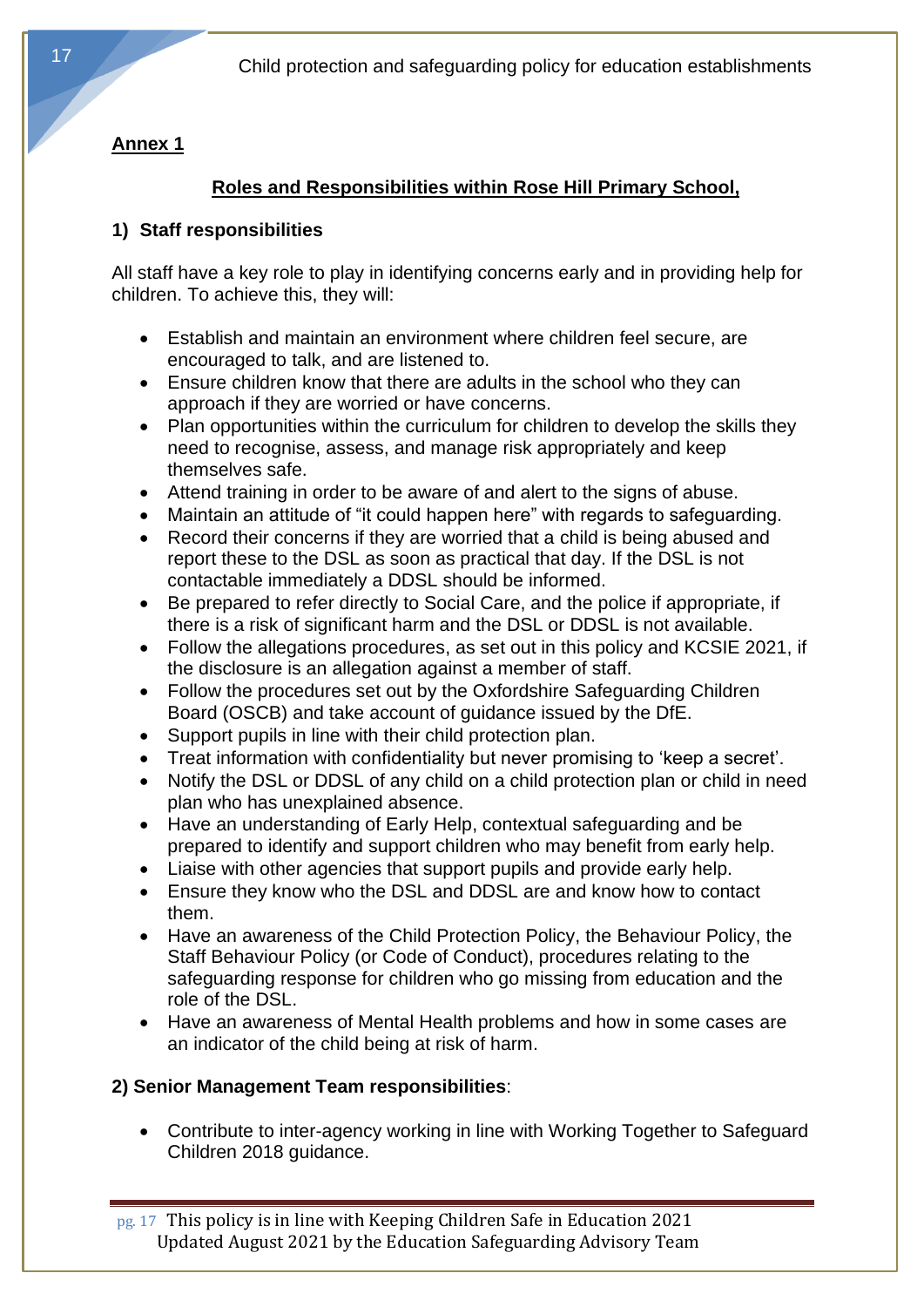**Annex 1**

**Roles and Responsibilities within Rose Hill Primary School,**

**1) Staff responsibilities**

All staff have a key role to play in identifying concerns early and in providing help for children. To achieve this, they will:

- Establish and maintain an environment where children feel secure, are encouraged to talk, and are listened to.
- Ensure children know that there are adults in the school who they can approach if they are worried or have concerns.
- Plan opportunities within the curriculum for children to develop the skills they need to recognise, assess, and manage risk appropriately and keep themselves safe.
- Attend training in order to be aware of and alert to the signs of abuse.
- Maintain an attitude of "it could happen here" with regards to safeguarding.
- Record their concerns if they are worried that a child is being abused and report these to the DSL as soon as practical that day. If the DSL is not contactable immediately a DDSL should be informed.
- Be prepared to refer directly to Social Care, and the police if appropriate, if there is a risk of significant harm and the DSL or DDSL is not available.
- Follow the allegations procedures, as set out in this policy and KCSIE 2021, if the disclosure is an allegation against a member of staff.
- Follow the procedures set out by the Oxfordshire Safeguarding Children Board (OSCB) and take account of guidance issued by the DfE.
- Support pupils in line with their child protection plan.
- Treat information with confidentiality but never promising to 'keep a secret'.
- Notify the DSL or DDSL of any child on a child protection plan or child in need plan who has unexplained absence.
- Have an understanding of Early Help, contextual safeguarding and be prepared to identify and support children who may benefit from early help.
- Liaise with other agencies that support pupils and provide early help.
- Ensure they know who the DSL and DDSL are and know how to contact them.
- Have an awareness of the Child Protection Policy, the Behaviour Policy, the Staff Behaviour Policy (or Code of Conduct), procedures relating to the safeguarding response for children who go missing from education and the role of the DSL.
- Have an awareness of Mental Health problems and how in some cases are an indicator of the child being at risk of harm.

**2) Senior Management Team responsibilities**:

- Contribute to inter-agency working in line with Working Together to Safeguard Children 2018 guidance.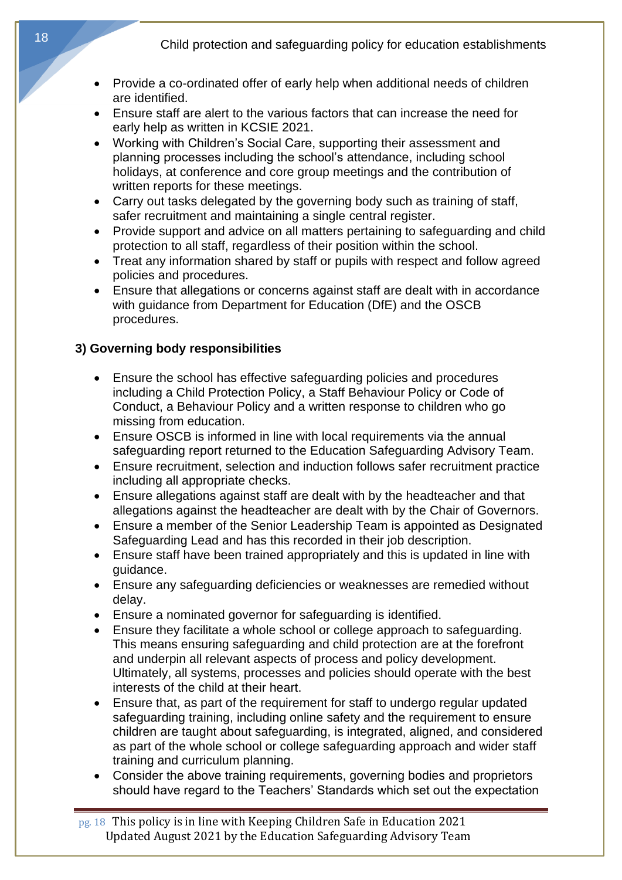- Provide a co-ordinated offer of early help when additional needs of children are identified.
- Ensure staff are alert to the various factors that can increase the need for early help as written in KCSIE 2021.
- Working with Children's Social Care, supporting their assessment and planning processes including the school's attendance, including school holidays, at conference and core group meetings and the contribution of written reports for these meetings.
- Carry out tasks delegated by the governing body such as training of staff, safer recruitment and maintaining a single central register.
- Provide support and advice on all matters pertaining to safeguarding and child protection to all staff, regardless of their position within the school.
- Treat any information shared by staff or pupils with respect and follow agreed policies and procedures.
- Ensure that allegations or concerns against staff are dealt with in accordance with guidance from Department for Education (DfE) and the OSCB procedures.

**3) Governing body responsibilities**

- Ensure the school has effective safeguarding policies and procedures including a Child Protection Policy, a Staff Behaviour Policy or Code of Conduct, a Behaviour Policy and a written response to children who go missing from education.
- Ensure OSCB is informed in line with local requirements via the annual safeguarding report returned to the Education Safeguarding Advisory Team.
- Ensure recruitment, selection and induction follows safer recruitment practice including all appropriate checks.
- Ensure allegations against staff are dealt with by the headteacher and that allegations against the headteacher are dealt with by the Chair of Governors.
- Ensure a member of the Senior Leadership Team is appointed as Designated Safeguarding Lead and has this recorded in their job description.
- Ensure staff have been trained appropriately and this is updated in line with guidance.
- Ensure any safeguarding deficiencies or weaknesses are remedied without delay.
- Ensure a nominated governor for safeguarding is identified.
- Ensure they facilitate a whole school or college approach to safeguarding. This means ensuring safeguarding and child protection are at the forefront and underpin all relevant aspects of process and policy development. Ultimately, all systems, processes and policies should operate with the best interests of the child at their heart.
- Ensure that, as part of the requirement for staff to undergo regular updated safeguarding training, including online safety and the requirement to ensure children are taught about safeguarding, is integrated, aligned, and considered as part of the whole school or college safeguarding approach and wider staff training and curriculum planning.
- Consider the above training requirements, governing bodies and proprietors should have regard to the Teachers' Standards which set out the expectation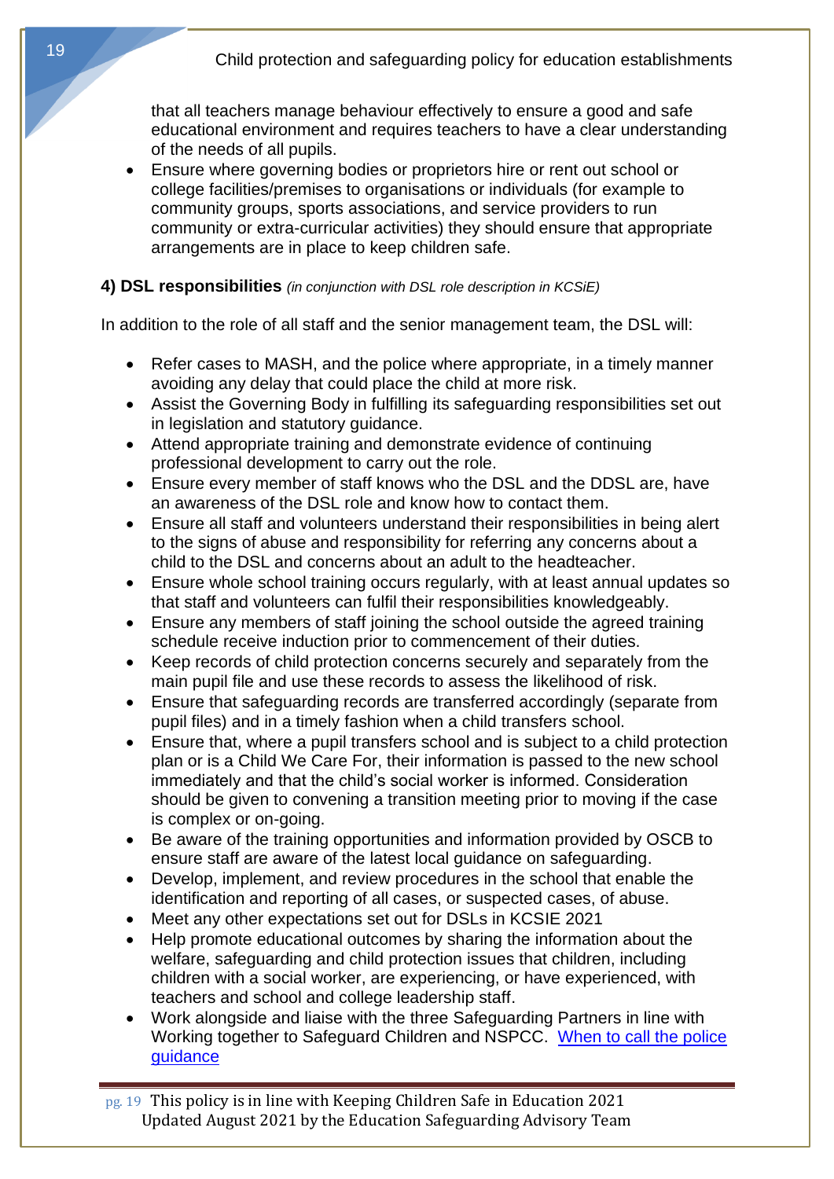that all teachers manage behaviour effectively to ensure a good and safe educational environment and requires teachers to have a clear understanding of the needs of all pupils.

- Ensure where governing bodies or proprietors hire or rent out school or college facilities/premises to organisations or individuals (for example to community groups, sports associations, and service providers to run community or extra-curricular activities) they should ensure that appropriate arrangements are in place to keep children safe.

**4) DSL responsibilities** *(in conjunction with DSL role description in KCSiE)*

In addition to the role of all staff and the senior management team, the DSL will:

- Refer cases to MASH, and the police where appropriate, in a timely manner avoiding any delay that could place the child at more risk.
- Assist the Governing Body in fulfilling its safeguarding responsibilities set out in legislation and statutory guidance.
- Attend appropriate training and demonstrate evidence of continuing professional development to carry out the role.
- Ensure every member of staff knows who the DSL and the DDSL are, have an awareness of the DSL role and know how to contact them.
- Ensure all staff and volunteers understand their responsibilities in being alert to the signs of abuse and responsibility for referring any concerns about a child to the DSL and concerns about an adult to the headteacher.
- Ensure whole school training occurs regularly, with at least annual updates so that staff and volunteers can fulfil their responsibilities knowledgeably.
- Ensure any members of staff joining the school outside the agreed training schedule receive induction prior to commencement of their duties.
- Keep records of child protection concerns securely and separately from the main pupil file and use these records to assess the likelihood of risk.
- Ensure that safeguarding records are transferred accordingly (separate from pupil files) and in a timely fashion when a child transfers school.
- Ensure that, where a pupil transfers school and is subject to a child protection plan or is a Child We Care For, their information is passed to the new school immediately and that the child's social worker is informed. Consideration should be given to convening a transition meeting prior to moving if the case is complex or on-going.
- Be aware of the training opportunities and information provided by OSCB to ensure staff are aware of the latest local guidance on safeguarding.
- Develop, implement, and review procedures in the school that enable the identification and reporting of all cases, or suspected cases, of abuse.
- Meet any other expectations set out for DSLs in KCSIE 2021
- Help promote educational outcomes by sharing the information about the welfare, safeguarding and child protection issues that children, including children with a social worker, are experiencing, or have experienced, with teachers and school and college leadership staff.
- Work alongside and liaise with the three Safeguarding Partners in line with Working together to Safeguard Children and NSPCC. [When to call the police guidance]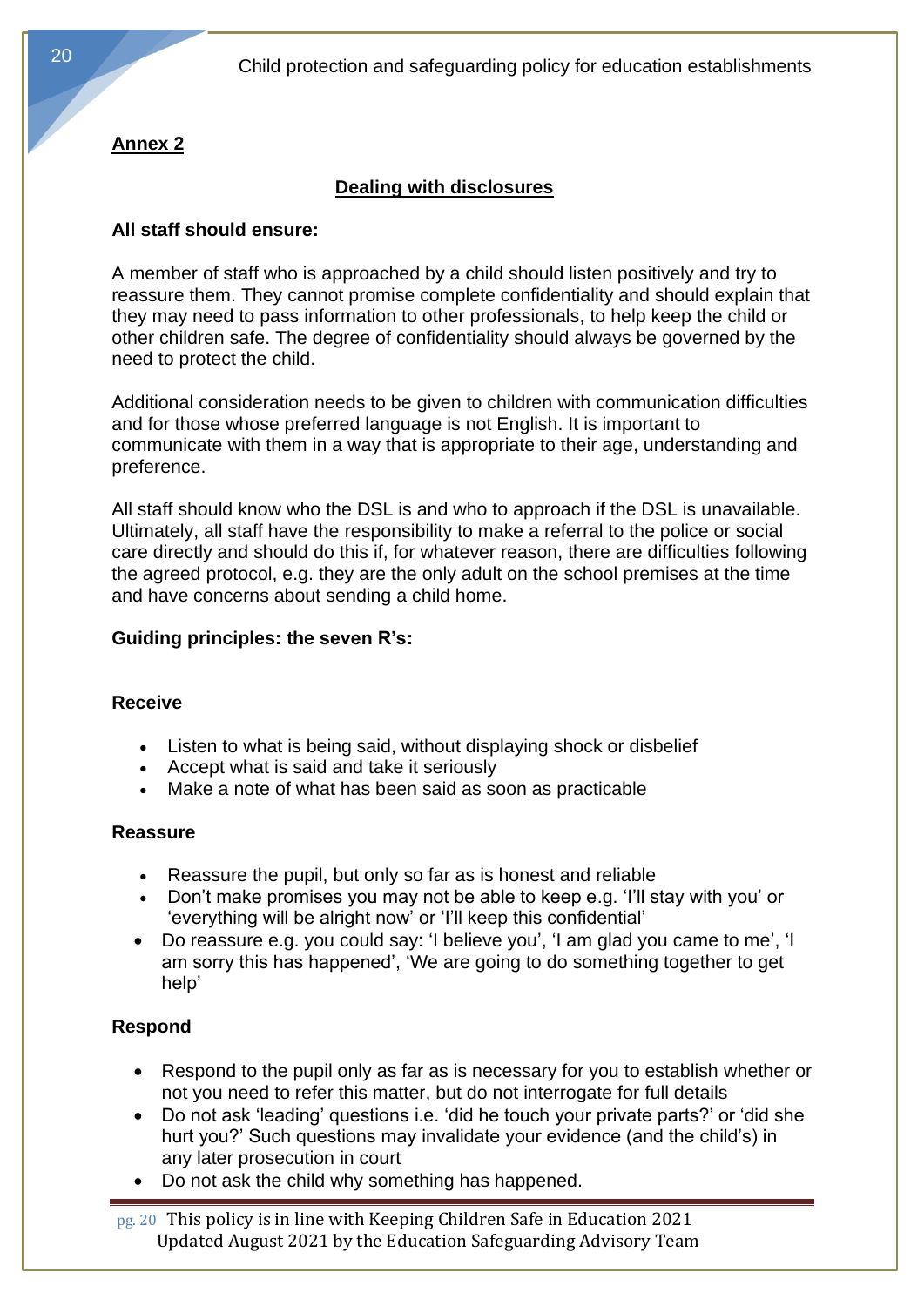## Annex 2

### Dealing with disclosures

**All staff should ensure:**

A member of staff who is approached by a child should listen positively and try to reassure them. They cannot promise complete confidentiality and should explain that they may need to pass information to other professionals, to help keep the child or other children safe. The degree of confidentiality should always be governed by the need to protect the child.

Additional consideration needs to be given to children with communication difficulties and for those whose preferred language is not English. It is important to communicate with them in a way that is appropriate to their age, understanding and preference.

All staff should know who the DSL is and who to approach if the DSL is unavailable. Ultimately, all staff have the responsibility to make a referral to the police or social care directly and should do this if, for whatever reason, there are difficulties following the agreed protocol, e.g. they are the only adult on the school premises at the time and have concerns about sending a child home.

**Guiding principles: the seven R's:**

**Receive**

- Listen to what is being said, without displaying shock or disbelief
- Accept what is said and take it seriously
- Make a note of what has been said as soon as practicable

**Reassure**

- Reassure the pupil, but only so far as is honest and reliable
- Don't make promises you may not be able to keep e.g. 'I'll stay with you' or 'everything will be alright now' or 'I'll keep this confidential'
- Do reassure e.g. you could say: 'I believe you', 'I am glad you came to me', 'I am sorry this has happened', 'We are going to do something together to get help'

**Respond**

- Respond to the pupil only as far as is necessary for you to establish whether or not you need to refer this matter, but do not interrogate for full details
- Do not ask 'leading' questions i.e. 'did he touch your private parts?' or 'did she hurt you?' Such questions may invalidate your evidence (and the child's) in any later prosecution in court
- Do not ask the child why something has happened.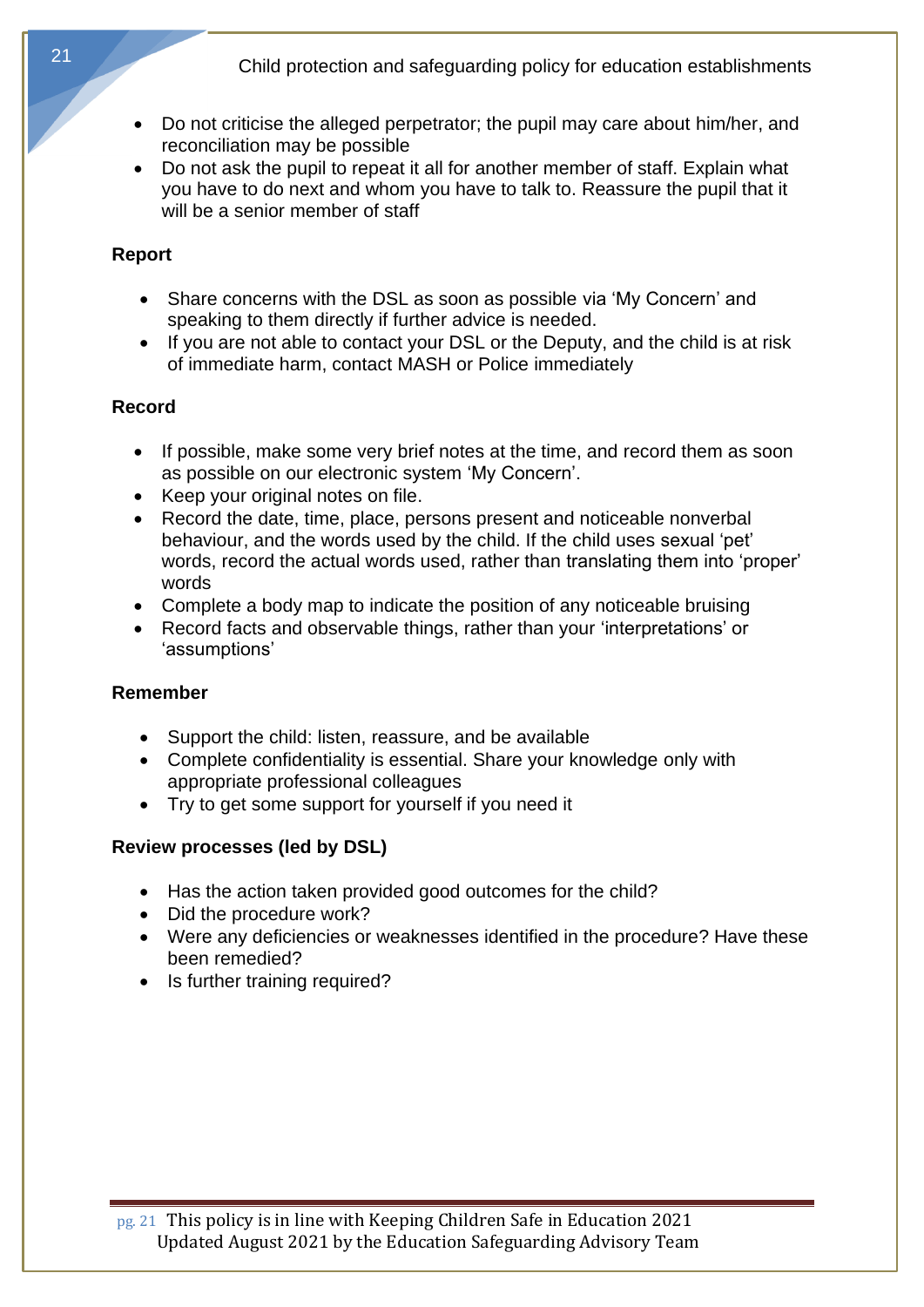- Do not criticise the alleged perpetrator; the pupil may care about him/her, and reconciliation may be possible
- Do not ask the pupil to repeat it all for another member of staff. Explain what you have to do next and whom you have to talk to. Reassure the pupil that it will be a senior member of staff

**Report**

- Share concerns with the DSL as soon as possible via 'My Concern' and speaking to them directly if further advice is needed.
- If you are not able to contact your DSL or the Deputy, and the child is at risk of immediate harm, contact MASH or Police immediately

**Record**

- If possible, make some very brief notes at the time, and record them as soon as possible on our electronic system 'My Concern'.
- Keep your original notes on file.
- Record the date, time, place, persons present and noticeable nonverbal behaviour, and the words used by the child. If the child uses sexual 'pet' words, record the actual words used, rather than translating them into 'proper' words
- Complete a body map to indicate the position of any noticeable bruising
- Record facts and observable things, rather than your 'interpretations' or 'assumptions'

**Remember**

- Support the child: listen, reassure, and be available
- Complete confidentiality is essential. Share your knowledge only with appropriate professional colleagues
- Try to get some support for yourself if you need it

**Review processes (led by DSL)**

- Has the action taken provided good outcomes for the child?
- Did the procedure work?
- Were any deficiencies or weaknesses identified in the procedure? Have these been remedied?
- Is further training required?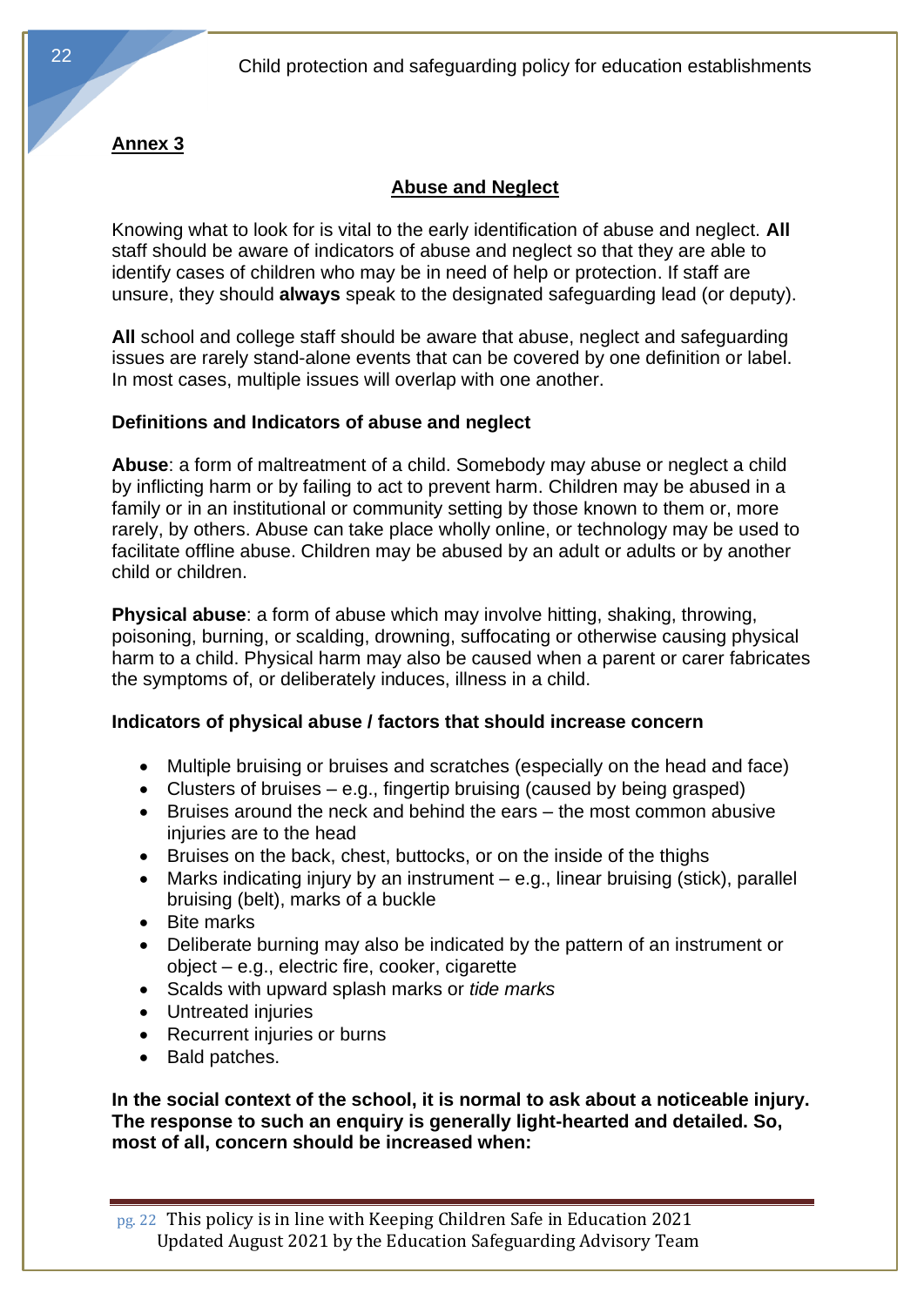## Annex 3

## Abuse and Neglect

Knowing what to look for is vital to the early identification of abuse and neglect. **All** staff should be aware of indicators of abuse and neglect so that they are able to identify cases of children who may be in need of help or protection. If staff are unsure, they should **always** speak to the designated safeguarding lead (or deputy).

**All** school and college staff should be aware that abuse, neglect and safeguarding issues are rarely stand-alone events that can be covered by one definition or label. In most cases, multiple issues will overlap with one another.

### Definitions and Indicators of abuse and neglect

**Abuse**: a form of maltreatment of a child. Somebody may abuse or neglect a child by inflicting harm or by failing to act to prevent harm. Children may be abused in a family or in an institutional or community setting by those known to them or, more rarely, by others. Abuse can take place wholly online, or technology may be used to facilitate offline abuse. Children may be abused by an adult or adults or by another child or children.

**Physical abuse**: a form of abuse which may involve hitting, shaking, throwing, poisoning, burning, or scalding, drowning, suffocating or otherwise causing physical harm to a child. Physical harm may also be caused when a parent or carer fabricates the symptoms of, or deliberately induces, illness in a child.

### Indicators of physical abuse / factors that should increase concern

- Multiple bruising or bruises and scratches (especially on the head and face)
- Clusters of bruises – e.g., fingertip bruising (caused by being grasped)
- Bruises around the neck and behind the ears – the most common abusive injuries are to the head
- Bruises on the back, chest, buttocks, or on the inside of the thighs
- Marks indicating injury by an instrument – e.g., linear bruising (stick), parallel bruising (belt), marks of a buckle
- Bite marks
- Deliberate burning may also be indicated by the pattern of an instrument or object – e.g., electric fire, cooker, cigarette
- Scalds with upward splash marks or *tide marks*
- Untreated injuries
- Recurrent injuries or burns
- Bald patches.

**In the social context of the school, it is normal to ask about a noticeable injury. The response to such an enquiry is generally light-hearted and detailed. So, most of all, concern should be increased when:**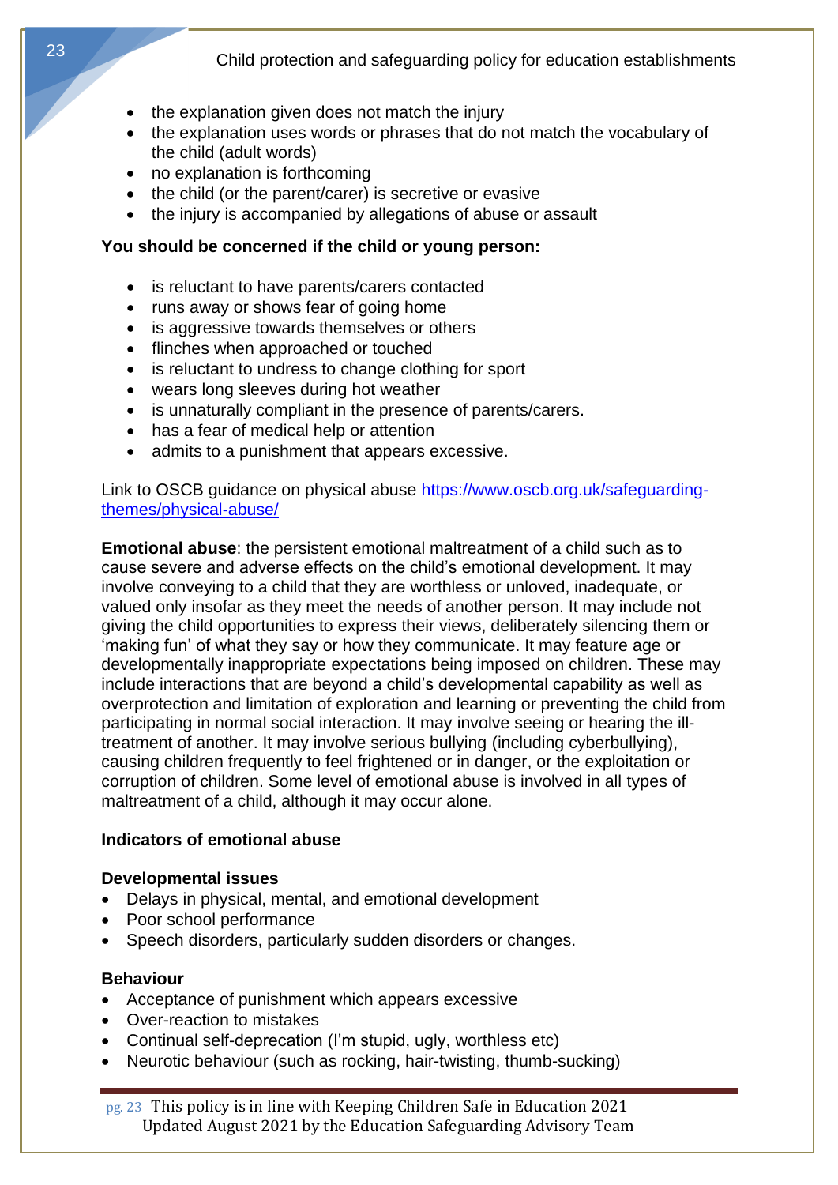- the explanation given does not match the injury
- the explanation uses words or phrases that do not match the vocabulary of the child (adult words)
- no explanation is forthcoming
- the child (or the parent/carer) is secretive or evasive
- the injury is accompanied by allegations of abuse or assault

**You should be concerned if the child or young person:**

- is reluctant to have parents/carers contacted
- runs away or shows fear of going home
- is aggressive towards themselves or others
- flinches when approached or touched
- is reluctant to undress to change clothing for sport
- wears long sleeves during hot weather
- is unnaturally compliant in the presence of parents/carers.
- has a fear of medical help or attention
- admits to a punishment that appears excessive.

Link to OSCB guidance on physical abuse [https://www.oscb.org.uk/safeguarding-themes/physical-abuse/](https://www.oscb.org.uk/safeguarding-themes/physical-abuse/)

**Emotional abuse**: the persistent emotional maltreatment of a child such as to cause severe and adverse effects on the child's emotional development. It may involve conveying to a child that they are worthless or unloved, inadequate, or valued only insofar as they meet the needs of another person. It may include not giving the child opportunities to express their views, deliberately silencing them or 'making fun' of what they say or how they communicate. It may feature age or developmentally inappropriate expectations being imposed on children. These may include interactions that are beyond a child's developmental capability as well as overprotection and limitation of exploration and learning or preventing the child from participating in normal social interaction. It may involve seeing or hearing the ill-treatment of another. It may involve serious bullying (including cyberbullying), causing children frequently to feel frightened or in danger, or the exploitation or corruption of children. Some level of emotional abuse is involved in all types of maltreatment of a child, although it may occur alone.

**Indicators of emotional abuse**

**Developmental issues**
- Delays in physical, mental, and emotional development
- Poor school performance
- Speech disorders, particularly sudden disorders or changes.

**Behaviour**
- Acceptance of punishment which appears excessive
- Over-reaction to mistakes
- Continual self-deprecation (I'm stupid, ugly, worthless etc)
- Neurotic behaviour (such as rocking, hair-twisting, thumb-sucking)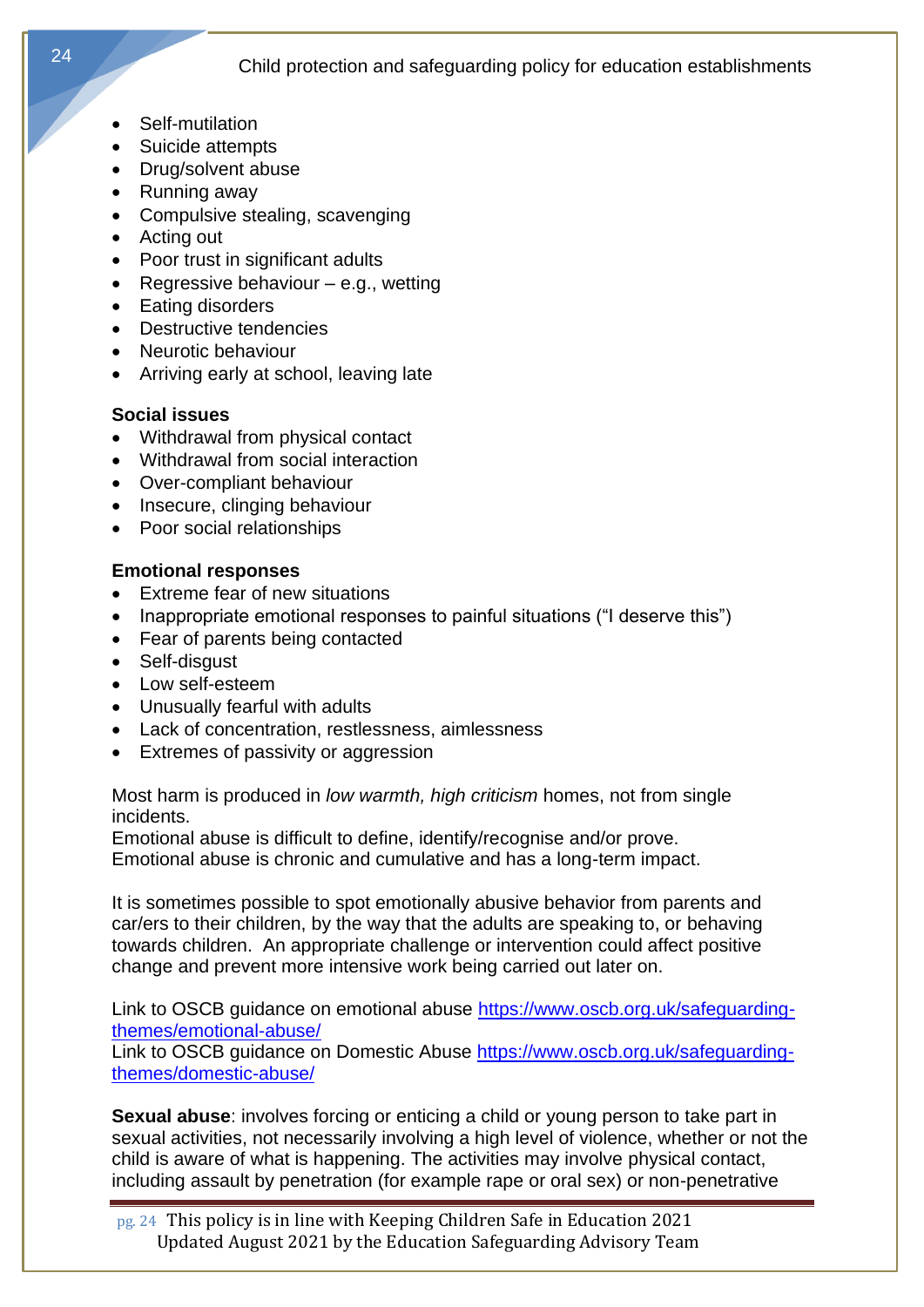- Self-mutilation
- Suicide attempts
- Drug/solvent abuse
- Running away
- Compulsive stealing, scavenging
- Acting out
- Poor trust in significant adults
- Regressive behaviour – e.g., wetting
- Eating disorders
- Destructive tendencies
- Neurotic behaviour
- Arriving early at school, leaving late

**Social issues**

- Withdrawal from physical contact
- Withdrawal from social interaction
- Over-compliant behaviour
- Insecure, clinging behaviour
- Poor social relationships

**Emotional responses**

- Extreme fear of new situations
- Inappropriate emotional responses to painful situations ("I deserve this")
- Fear of parents being contacted
- Self-disgust
- Low self-esteem
- Unusually fearful with adults
- Lack of concentration, restlessness, aimlessness
- Extremes of passivity or aggression

Most harm is produced in *low warmth, high criticism* homes, not from single incidents.
Emotional abuse is difficult to define, identify/recognise and/or prove.
Emotional abuse is chronic and cumulative and has a long-term impact.

It is sometimes possible to spot emotionally abusive behavior from parents and car/ers to their children, by the way that the adults are speaking to, or behaving towards children. An appropriate challenge or intervention could affect positive change and prevent more intensive work being carried out later on.

Link to OSCB guidance on emotional abuse https://www.oscb.org.uk/safeguarding-themes/emotional-abuse/
Link to OSCB guidance on Domestic Abuse https://www.oscb.org.uk/safeguarding-themes/domestic-abuse/

**Sexual abuse**: involves forcing or enticing a child or young person to take part in sexual activities, not necessarily involving a high level of violence, whether or not the child is aware of what is happening. The activities may involve physical contact, including assault by penetration (for example rape or oral sex) or non-penetrative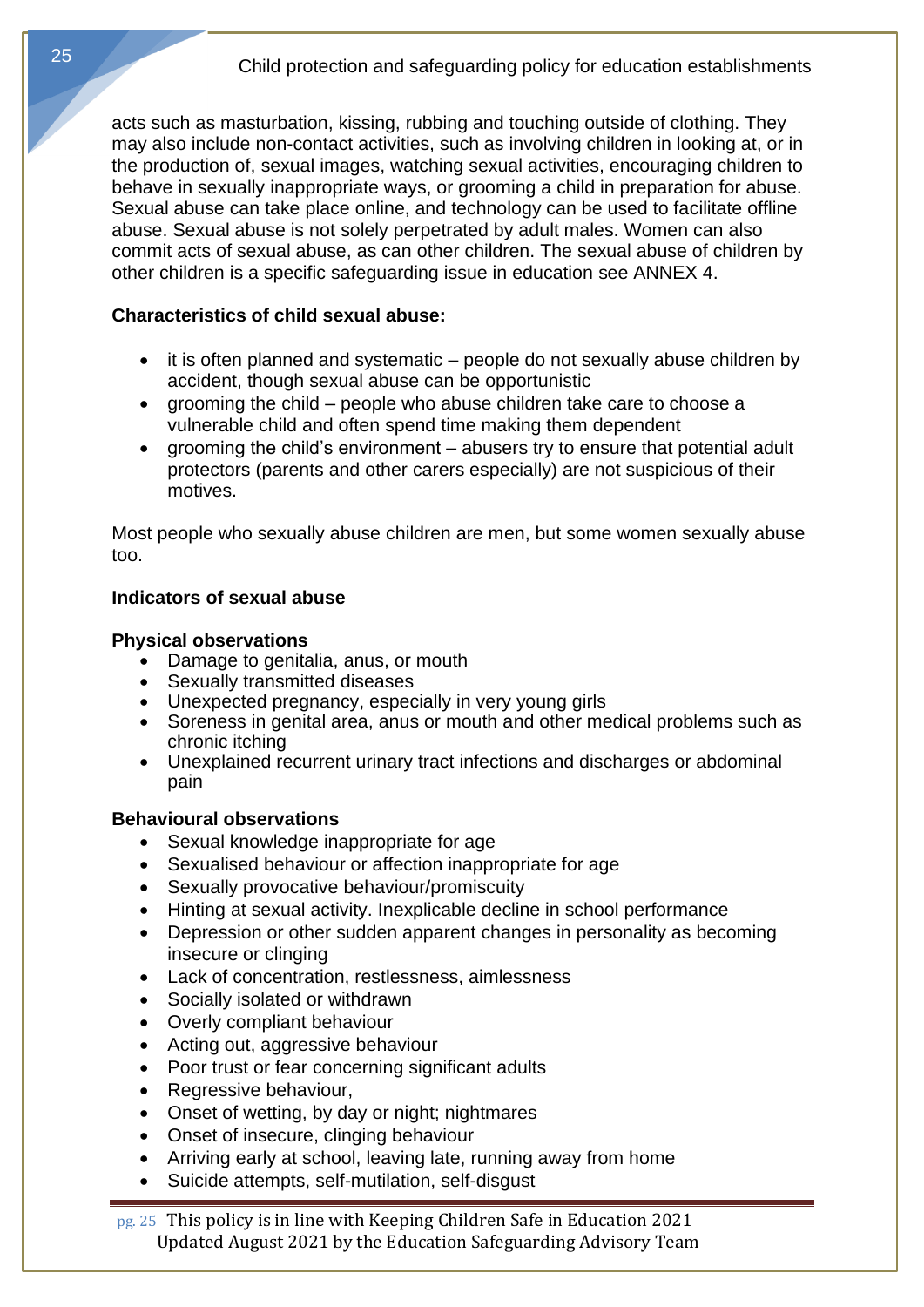acts such as masturbation, kissing, rubbing and touching outside of clothing. They may also include non-contact activities, such as involving children in looking at, or in the production of, sexual images, watching sexual activities, encouraging children to behave in sexually inappropriate ways, or grooming a child in preparation for abuse. Sexual abuse can take place online, and technology can be used to facilitate offline abuse. Sexual abuse is not solely perpetrated by adult males. Women can also commit acts of sexual abuse, as can other children. The sexual abuse of children by other children is a specific safeguarding issue in education see ANNEX 4.

**Characteristics of child sexual abuse:**

- it is often planned and systematic – people do not sexually abuse children by accident, though sexual abuse can be opportunistic
- grooming the child – people who abuse children take care to choose a vulnerable child and often spend time making them dependent
- grooming the child's environment – abusers try to ensure that potential adult protectors (parents and other carers especially) are not suspicious of their motives.

Most people who sexually abuse children are men, but some women sexually abuse too.

**Indicators of sexual abuse**

**Physical observations**

- Damage to genitalia, anus, or mouth
- Sexually transmitted diseases
- Unexpected pregnancy, especially in very young girls
- Soreness in genital area, anus or mouth and other medical problems such as chronic itching
- Unexplained recurrent urinary tract infections and discharges or abdominal pain

**Behavioural observations**

- Sexual knowledge inappropriate for age
- Sexualised behaviour or affection inappropriate for age
- Sexually provocative behaviour/promiscuity
- Hinting at sexual activity. Inexplicable decline in school performance
- Depression or other sudden apparent changes in personality as becoming insecure or clinging
- Lack of concentration, restlessness, aimlessness
- Socially isolated or withdrawn
- Overly compliant behaviour
- Acting out, aggressive behaviour
- Poor trust or fear concerning significant adults
- Regressive behaviour,
- Onset of wetting, by day or night; nightmares
- Onset of insecure, clinging behaviour
- Arriving early at school, leaving late, running away from home
- Suicide attempts, self-mutilation, self-disgust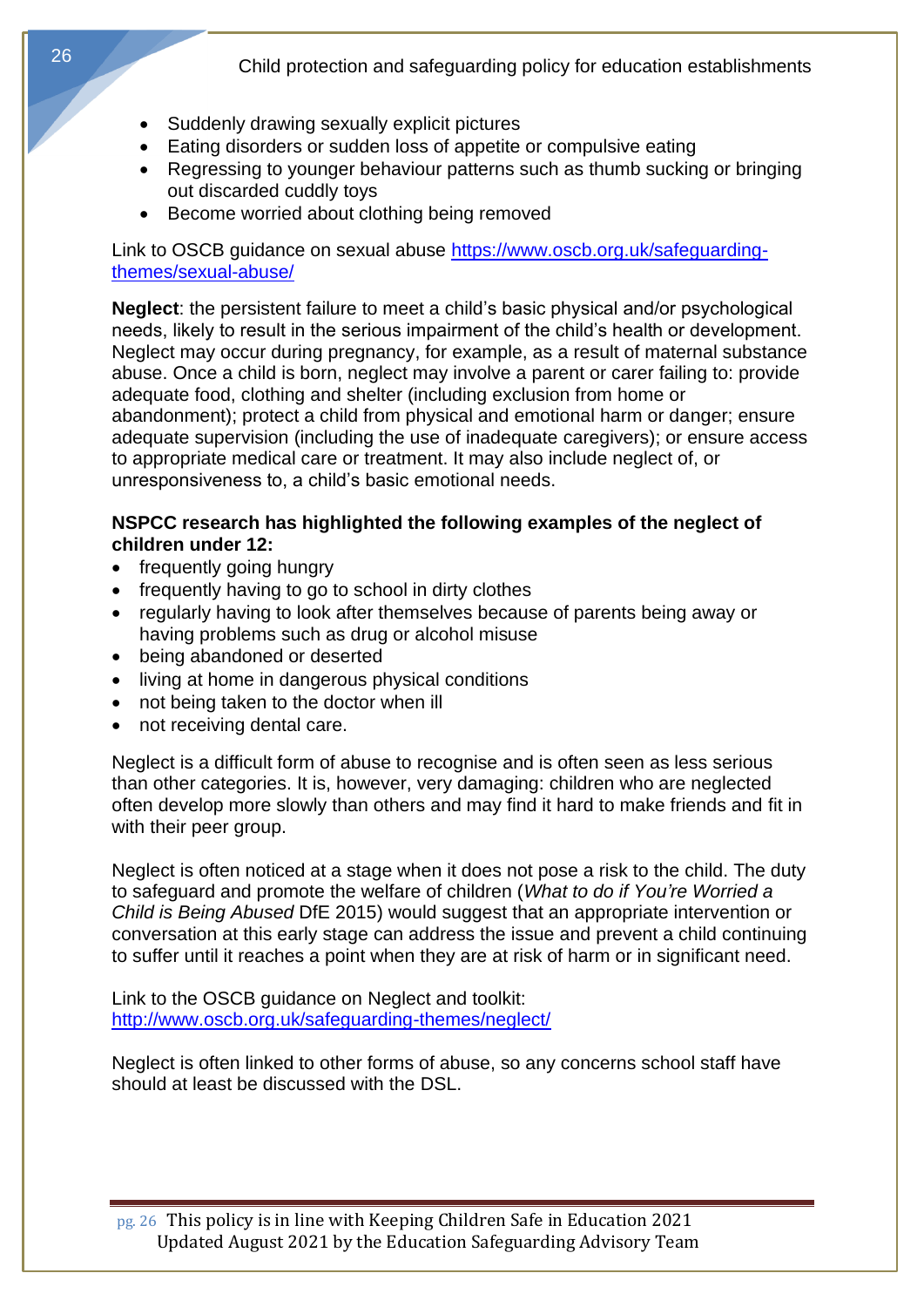- Suddenly drawing sexually explicit pictures
- Eating disorders or sudden loss of appetite or compulsive eating
- Regressing to younger behaviour patterns such as thumb sucking or bringing out discarded cuddly toys
- Become worried about clothing being removed

Link to OSCB guidance on sexual abuse https://www.oscb.org.uk/safeguarding-themes/sexual-abuse/

**Neglect**: the persistent failure to meet a child's basic physical and/or psychological needs, likely to result in the serious impairment of the child's health or development. Neglect may occur during pregnancy, for example, as a result of maternal substance abuse. Once a child is born, neglect may involve a parent or carer failing to: provide adequate food, clothing and shelter (including exclusion from home or abandonment); protect a child from physical and emotional harm or danger; ensure adequate supervision (including the use of inadequate caregivers); or ensure access to appropriate medical care or treatment. It may also include neglect of, or unresponsiveness to, a child's basic emotional needs.

**NSPCC research has highlighted the following examples of the neglect of children under 12:**

- frequently going hungry
- frequently having to go to school in dirty clothes
- regularly having to look after themselves because of parents being away or having problems such as drug or alcohol misuse
- being abandoned or deserted
- living at home in dangerous physical conditions
- not being taken to the doctor when ill
- not receiving dental care.

Neglect is a difficult form of abuse to recognise and is often seen as less serious than other categories. It is, however, very damaging: children who are neglected often develop more slowly than others and may find it hard to make friends and fit in with their peer group.

Neglect is often noticed at a stage when it does not pose a risk to the child. The duty to safeguard and promote the welfare of children (*What to do if You're Worried a Child is Being Abused* DfE 2015) would suggest that an appropriate intervention or conversation at this early stage can address the issue and prevent a child continuing to suffer until it reaches a point when they are at risk of harm or in significant need.

Link to the OSCB guidance on Neglect and toolkit: http://www.oscb.org.uk/safeguarding-themes/neglect/

Neglect is often linked to other forms of abuse, so any concerns school staff have should at least be discussed with the DSL.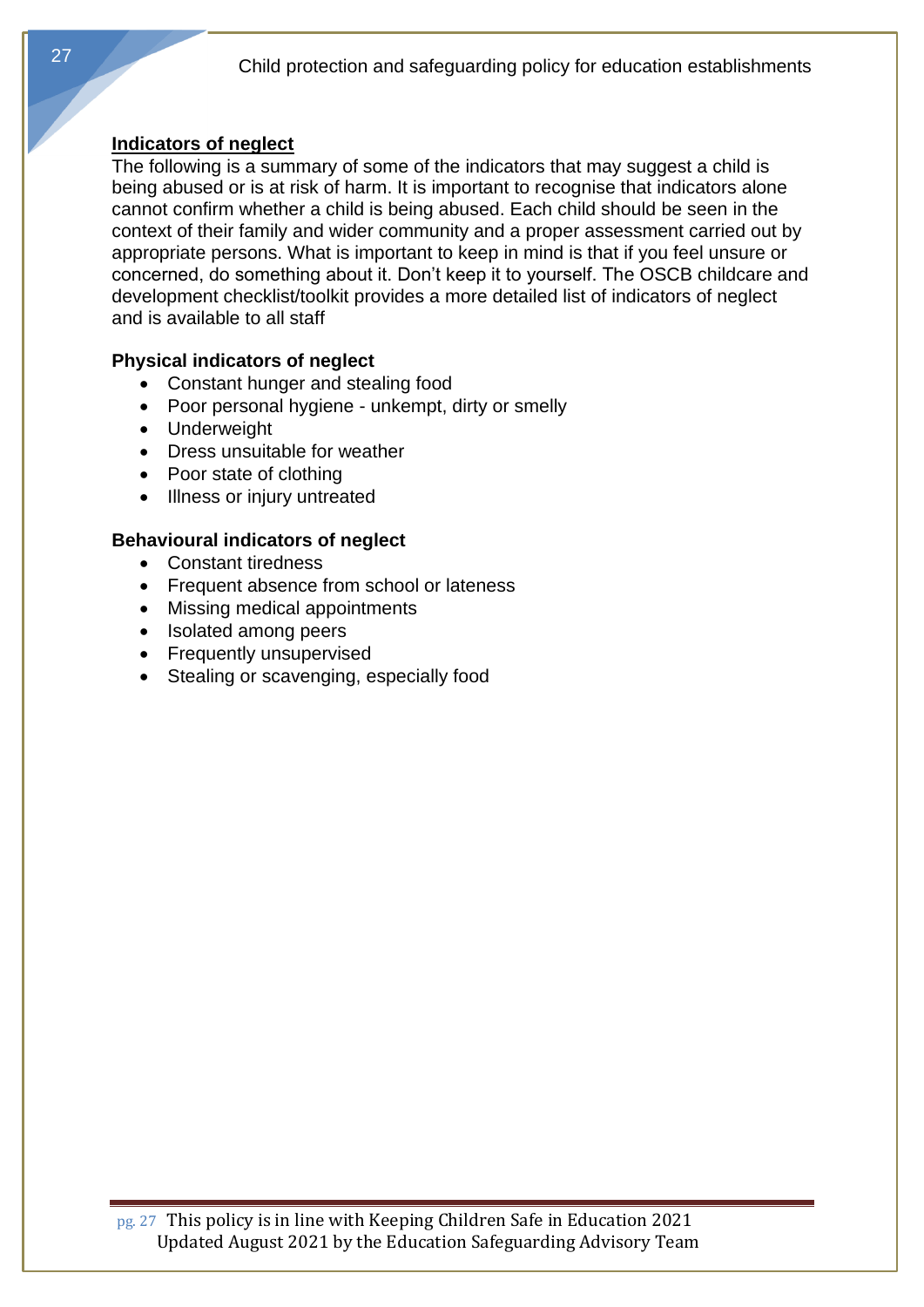## Indicators of neglect

The following is a summary of some of the indicators that may suggest a child is being abused or is at risk of harm. It is important to recognise that indicators alone cannot confirm whether a child is being abused. Each child should be seen in the context of their family and wider community and a proper assessment carried out by appropriate persons. What is important to keep in mind is that if you feel unsure or concerned, do something about it. Don't keep it to yourself. The OSCB childcare and development checklist/toolkit provides a more detailed list of indicators of neglect and is available to all staff

### Physical indicators of neglect

- Constant hunger and stealing food
- Poor personal hygiene - unkempt, dirty or smelly
- Underweight
- Dress unsuitable for weather
- Poor state of clothing
- Illness or injury untreated

### Behavioural indicators of neglect

- Constant tiredness
- Frequent absence from school or lateness
- Missing medical appointments
- Isolated among peers
- Frequently unsupervised
- Stealing or scavenging, especially food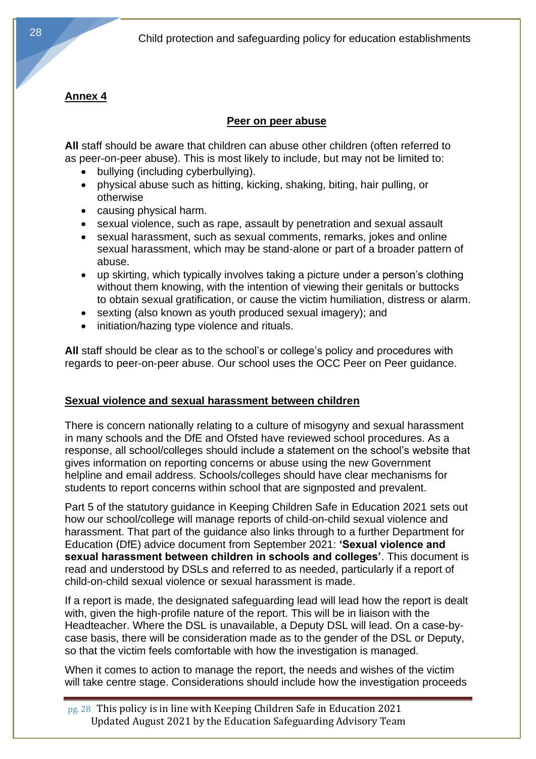## Annex 4

### Peer on peer abuse

**All** staff should be aware that children can abuse other children (often referred to as peer-on-peer abuse). This is most likely to include, but may not be limited to:

- bullying (including cyberbullying).
- physical abuse such as hitting, kicking, shaking, biting, hair pulling, or otherwise
- causing physical harm.
- sexual violence, such as rape, assault by penetration and sexual assault
- sexual harassment, such as sexual comments, remarks, jokes and online sexual harassment, which may be stand-alone or part of a broader pattern of abuse.
- up skirting, which typically involves taking a picture under a person's clothing without them knowing, with the intention of viewing their genitals or buttocks to obtain sexual gratification, or cause the victim humiliation, distress or alarm.
- sexting (also known as youth produced sexual imagery); and
- initiation/hazing type violence and rituals.

**All** staff should be clear as to the school's or college's policy and procedures with regards to peer-on-peer abuse. Our school uses the OCC Peer on Peer guidance.

### Sexual violence and sexual harassment between children

There is concern nationally relating to a culture of misogyny and sexual harassment in many schools and the DfE and Ofsted have reviewed school procedures. As a response, all school/colleges should include a statement on the school's website that gives information on reporting concerns or abuse using the new Government helpline and email address. Schools/colleges should have clear mechanisms for students to report concerns within school that are signposted and prevalent.

Part 5 of the statutory guidance in Keeping Children Safe in Education 2021 sets out how our school/college will manage reports of child-on-child sexual violence and harassment. That part of the guidance also links through to a further Department for Education (DfE) advice document from September 2021: **'Sexual violence and sexual harassment between children in schools and colleges'**. This document is read and understood by DSLs and referred to as needed, particularly if a report of child-on-child sexual violence or sexual harassment is made.

If a report is made, the designated safeguarding lead will lead how the report is dealt with, given the high-profile nature of the report. This will be in liaison with the Headteacher. Where the DSL is unavailable, a Deputy DSL will lead. On a case-by-case basis, there will be consideration made as to the gender of the DSL or Deputy, so that the victim feels comfortable with how the investigation is managed.

When it comes to action to manage the report, the needs and wishes of the victim will take centre stage. Considerations should include how the investigation proceeds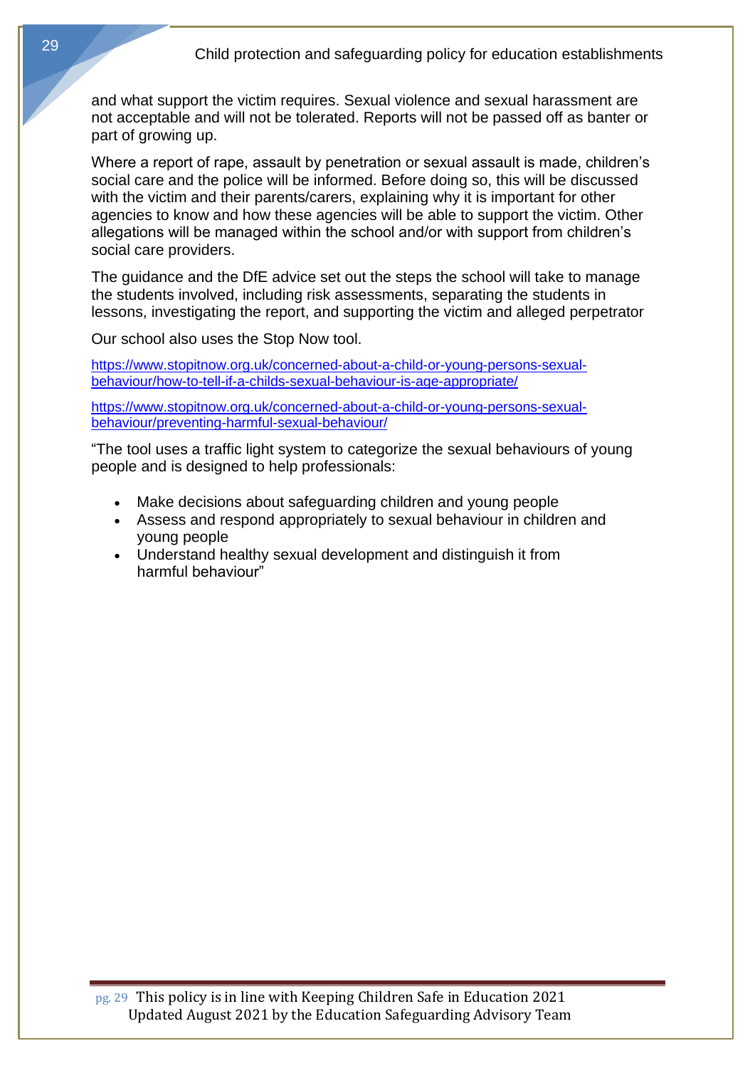and what support the victim requires. Sexual violence and sexual harassment are not acceptable and will not be tolerated. Reports will not be passed off as banter or part of growing up.

Where a report of rape, assault by penetration or sexual assault is made, children's social care and the police will be informed. Before doing so, this will be discussed with the victim and their parents/carers, explaining why it is important for other agencies to know and how these agencies will be able to support the victim. Other allegations will be managed within the school and/or with support from children's social care providers.

The guidance and the DfE advice set out the steps the school will take to manage the students involved, including risk assessments, separating the students in lessons, investigating the report, and supporting the victim and alleged perpetrator

Our school also uses the Stop Now tool.

https://www.stopitnow.org.uk/concerned-about-a-child-or-young-persons-sexual-behaviour/how-to-tell-if-a-childs-sexual-behaviour-is-age-appropriate/

https://www.stopitnow.org.uk/concerned-about-a-child-or-young-persons-sexual-behaviour/preventing-harmful-sexual-behaviour/

"The tool uses a traffic light system to categorize the sexual behaviours of young people and is designed to help professionals:

- Make decisions about safeguarding children and young people
- Assess and respond appropriately to sexual behaviour in children and young people
- Understand healthy sexual development and distinguish it from harmful behaviour"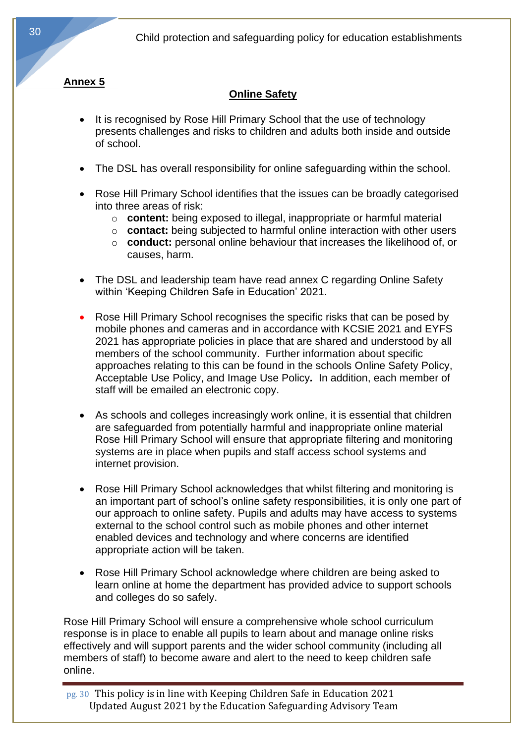**Annex 5**

## Online Safety

- It is recognised by Rose Hill Primary School that the use of technology presents challenges and risks to children and adults both inside and outside of school.

- The DSL has overall responsibility for online safeguarding within the school.

- Rose Hill Primary School identifies that the issues can be broadly categorised into three areas of risk:
    - **content:** being exposed to illegal, inappropriate or harmful material
    - **contact:** being subjected to harmful online interaction with other users
    - **conduct:** personal online behaviour that increases the likelihood of, or causes, harm.

- The DSL and leadership team have read annex C regarding Online Safety within 'Keeping Children Safe in Education' 2021.

- Rose Hill Primary School recognises the specific risks that can be posed by mobile phones and cameras and in accordance with KCSIE 2021 and EYFS 2021 has appropriate policies in place that are shared and understood by all members of the school community. Further information about specific approaches relating to this can be found in the schools Online Safety Policy, Acceptable Use Policy, and Image Use Policy***.*** In addition, each member of staff will be emailed an electronic copy.

- As schools and colleges increasingly work online, it is essential that children are safeguarded from potentially harmful and inappropriate online material Rose Hill Primary School will ensure that appropriate filtering and monitoring systems are in place when pupils and staff access school systems and internet provision.

- Rose Hill Primary School acknowledges that whilst filtering and monitoring is an important part of school's online safety responsibilities, it is only one part of our approach to online safety. Pupils and adults may have access to systems external to the school control such as mobile phones and other internet enabled devices and technology and where concerns are identified appropriate action will be taken.

- Rose Hill Primary School acknowledge where children are being asked to learn online at home the department has provided advice to support schools and colleges do so safely.

Rose Hill Primary School will ensure a comprehensive whole school curriculum response is in place to enable all pupils to learn about and manage online risks effectively and will support parents and the wider school community (including all members of staff) to become aware and alert to the need to keep children safe online.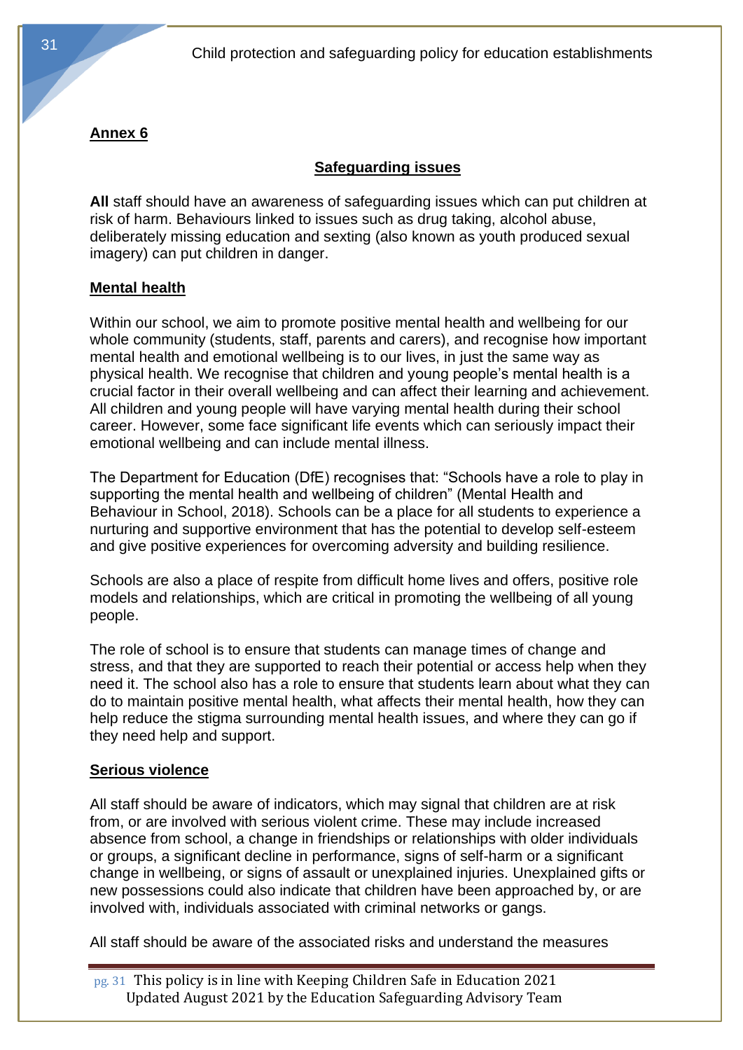## Annex 6

### Safeguarding issues

**All** staff should have an awareness of safeguarding issues which can put children at risk of harm. Behaviours linked to issues such as drug taking, alcohol abuse, deliberately missing education and sexting (also known as youth produced sexual imagery) can put children in danger.

### Mental health

Within our school, we aim to promote positive mental health and wellbeing for our whole community (students, staff, parents and carers), and recognise how important mental health and emotional wellbeing is to our lives, in just the same way as physical health. We recognise that children and young people's mental health is a crucial factor in their overall wellbeing and can affect their learning and achievement. All children and young people will have varying mental health during their school career. However, some face significant life events which can seriously impact their emotional wellbeing and can include mental illness.

The Department for Education (DfE) recognises that: "Schools have a role to play in supporting the mental health and wellbeing of children" (Mental Health and Behaviour in School, 2018). Schools can be a place for all students to experience a nurturing and supportive environment that has the potential to develop self-esteem and give positive experiences for overcoming adversity and building resilience.

Schools are also a place of respite from difficult home lives and offers, positive role models and relationships, which are critical in promoting the wellbeing of all young people.

The role of school is to ensure that students can manage times of change and stress, and that they are supported to reach their potential or access help when they need it. The school also has a role to ensure that students learn about what they can do to maintain positive mental health, what affects their mental health, how they can help reduce the stigma surrounding mental health issues, and where they can go if they need help and support.

### Serious violence

All staff should be aware of indicators, which may signal that children are at risk from, or are involved with serious violent crime. These may include increased absence from school, a change in friendships or relationships with older individuals or groups, a significant decline in performance, signs of self-harm or a significant change in wellbeing, or signs of assault or unexplained injuries. Unexplained gifts or new possessions could also indicate that children have been approached by, or are involved with, individuals associated with criminal networks or gangs.

All staff should be aware of the associated risks and understand the measures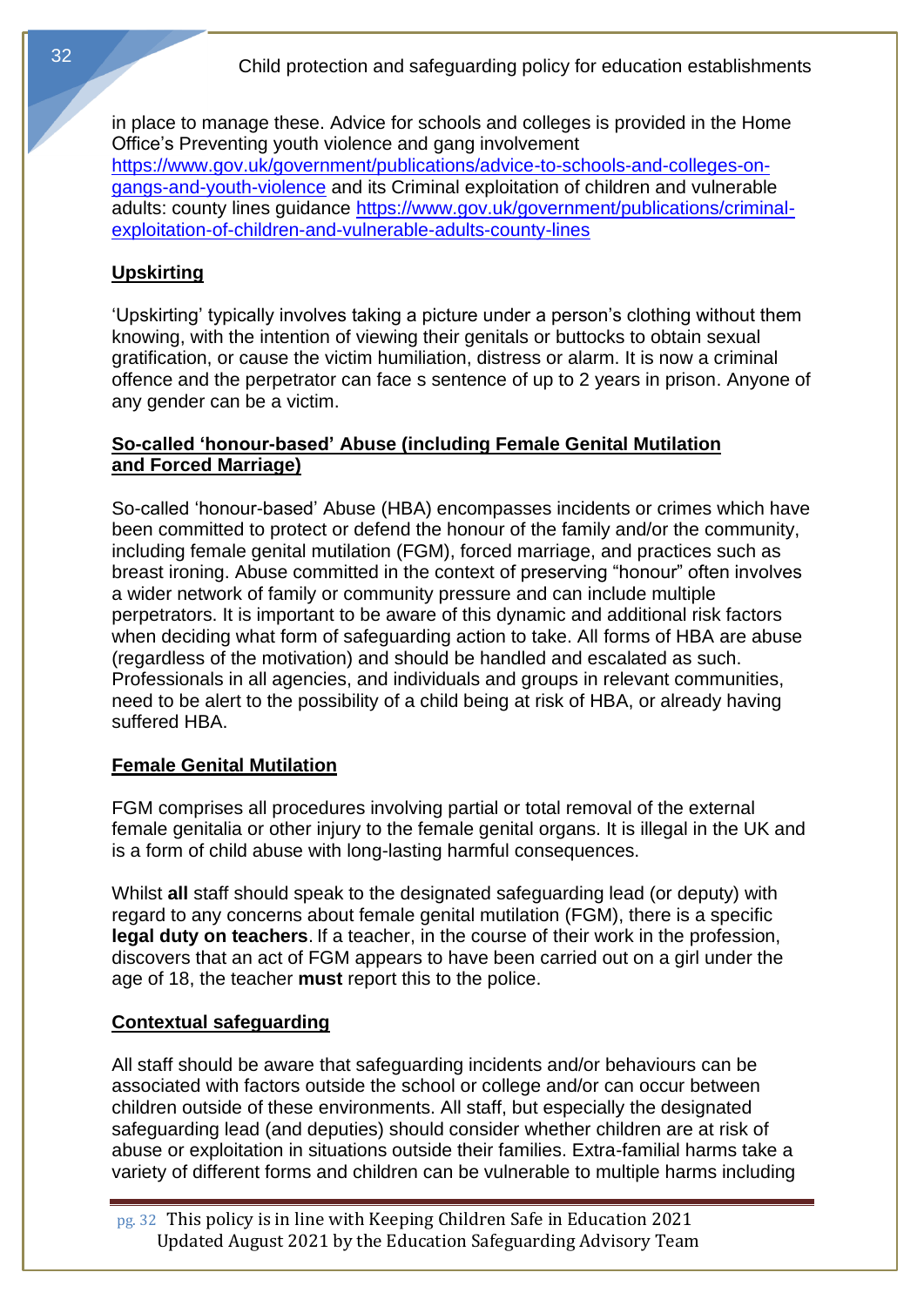in place to manage these. Advice for schools and colleges is provided in the Home Office's Preventing youth violence and gang involvement https://www.gov.uk/government/publications/advice-to-schools-and-colleges-on-gangs-and-youth-violence and its Criminal exploitation of children and vulnerable adults: county lines guidance https://www.gov.uk/government/publications/criminal-exploitation-of-children-and-vulnerable-adults-county-lines

## Upskirting

'Upskirting' typically involves taking a picture under a person's clothing without them knowing, with the intention of viewing their genitals or buttocks to obtain sexual gratification, or cause the victim humiliation, distress or alarm. It is now a criminal offence and the perpetrator can face s sentence of up to 2 years in prison. Anyone of any gender can be a victim.

## So-called 'honour-based' Abuse (including Female Genital Mutilation and Forced Marriage)

So-called 'honour-based' Abuse (HBA) encompasses incidents or crimes which have been committed to protect or defend the honour of the family and/or the community, including female genital mutilation (FGM), forced marriage, and practices such as breast ironing. Abuse committed in the context of preserving "honour" often involves a wider network of family or community pressure and can include multiple perpetrators. It is important to be aware of this dynamic and additional risk factors when deciding what form of safeguarding action to take. All forms of HBA are abuse (regardless of the motivation) and should be handled and escalated as such. Professionals in all agencies, and individuals and groups in relevant communities, need to be alert to the possibility of a child being at risk of HBA, or already having suffered HBA.

## Female Genital Mutilation

FGM comprises all procedures involving partial or total removal of the external female genitalia or other injury to the female genital organs. It is illegal in the UK and is a form of child abuse with long-lasting harmful consequences.

Whilst **all** staff should speak to the designated safeguarding lead (or deputy) with regard to any concerns about female genital mutilation (FGM), there is a specific **legal duty on teachers**. If a teacher, in the course of their work in the profession, discovers that an act of FGM appears to have been carried out on a girl under the age of 18, the teacher **must** report this to the police.

## Contextual safeguarding

All staff should be aware that safeguarding incidents and/or behaviours can be associated with factors outside the school or college and/or can occur between children outside of these environments. All staff, but especially the designated safeguarding lead (and deputies) should consider whether children are at risk of abuse or exploitation in situations outside their families. Extra-familial harms take a variety of different forms and children can be vulnerable to multiple harms including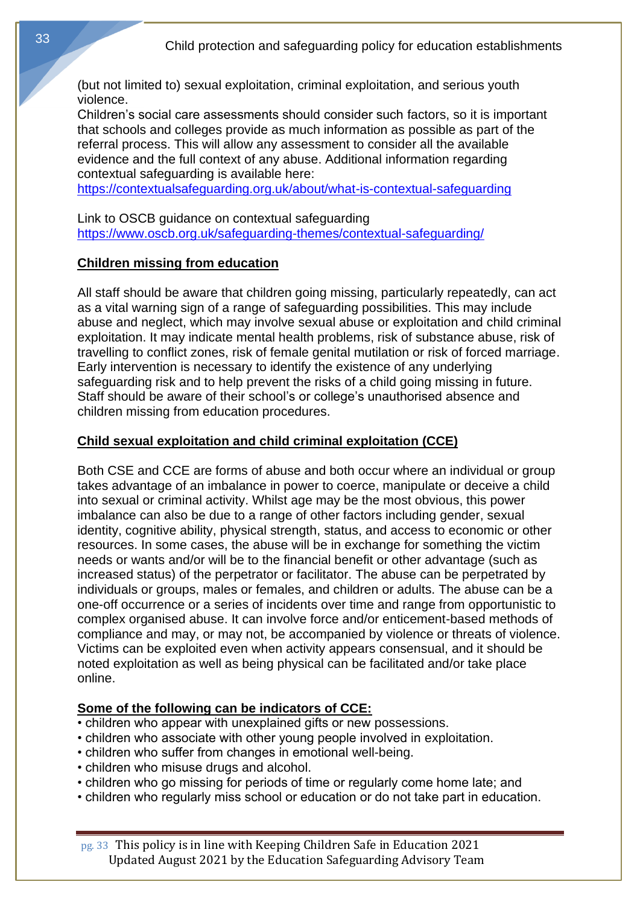(but not limited to) sexual exploitation, criminal exploitation, and serious youth violence.

Children's social care assessments should consider such factors, so it is important that schools and colleges provide as much information as possible as part of the referral process. This will allow any assessment to consider all the available evidence and the full context of any abuse. Additional information regarding contextual safeguarding is available here: https://contextualsafeguarding.org.uk/about/what-is-contextual-safeguarding

Link to OSCB guidance on contextual safeguarding
https://www.oscb.org.uk/safeguarding-themes/contextual-safeguarding/

**Children missing from education**

All staff should be aware that children going missing, particularly repeatedly, can act as a vital warning sign of a range of safeguarding possibilities. This may include abuse and neglect, which may involve sexual abuse or exploitation and child criminal exploitation. It may indicate mental health problems, risk of substance abuse, risk of travelling to conflict zones, risk of female genital mutilation or risk of forced marriage. Early intervention is necessary to identify the existence of any underlying safeguarding risk and to help prevent the risks of a child going missing in future. Staff should be aware of their school's or college's unauthorised absence and children missing from education procedures.

**Child sexual exploitation and child criminal exploitation (CCE)**

Both CSE and CCE are forms of abuse and both occur where an individual or group takes advantage of an imbalance in power to coerce, manipulate or deceive a child into sexual or criminal activity. Whilst age may be the most obvious, this power imbalance can also be due to a range of other factors including gender, sexual identity, cognitive ability, physical strength, status, and access to economic or other resources. In some cases, the abuse will be in exchange for something the victim needs or wants and/or will be to the financial benefit or other advantage (such as increased status) of the perpetrator or facilitator. The abuse can be perpetrated by individuals or groups, males or females, and children or adults. The abuse can be a one-off occurrence or a series of incidents over time and range from opportunistic to complex organised abuse. It can involve force and/or enticement-based methods of compliance and may, or may not, be accompanied by violence or threats of violence. Victims can be exploited even when activity appears consensual, and it should be noted exploitation as well as being physical can be facilitated and/or take place online.

**Some of the following can be indicators of CCE:**

- children who appear with unexplained gifts or new possessions.
- children who associate with other young people involved in exploitation.
- children who suffer from changes in emotional well-being.
- children who misuse drugs and alcohol.
- children who go missing for periods of time or regularly come home late; and
- children who regularly miss school or education or do not take part in education.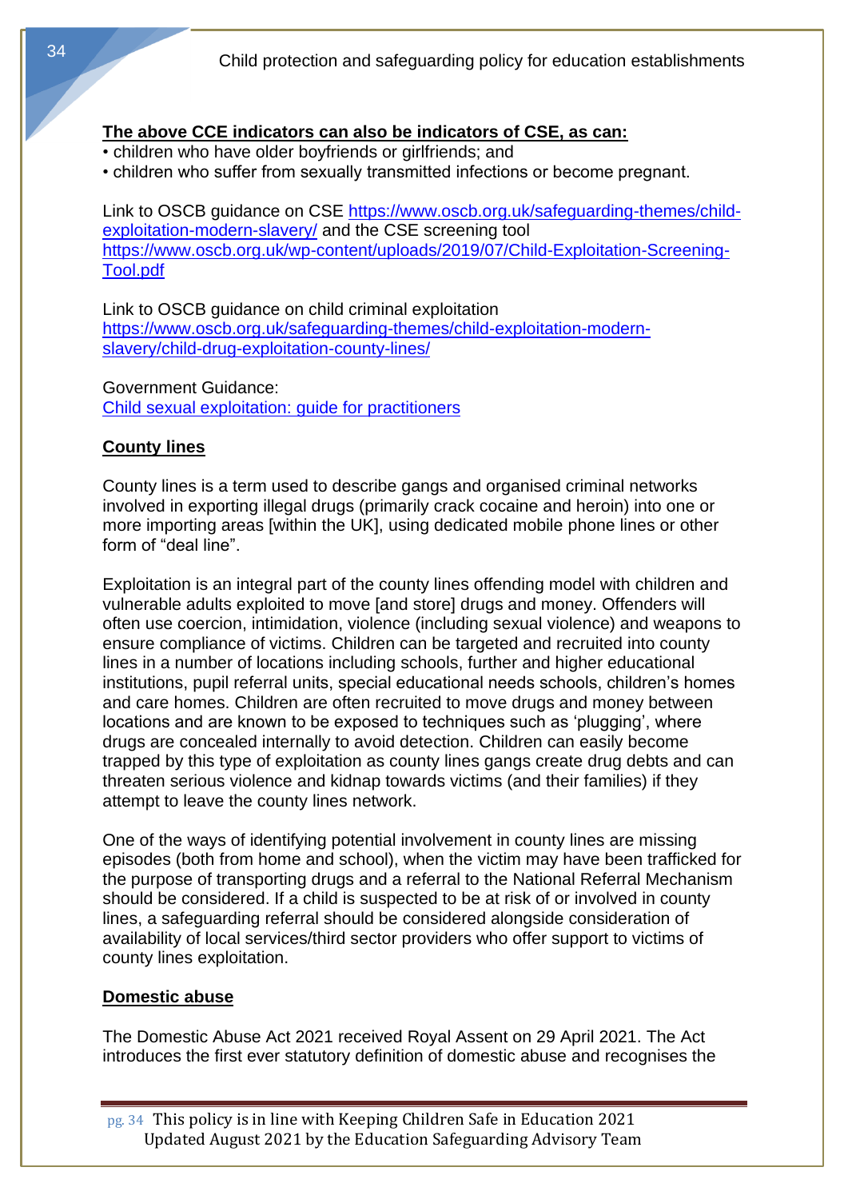**The above CCE indicators can also be indicators of CSE, as can:**

- children who have older boyfriends or girlfriends; and
- children who suffer from sexually transmitted infections or become pregnant.

Link to OSCB guidance on CSE [https://www.oscb.org.uk/safeguarding-themes/child-exploitation-modern-slavery/](https://www.oscb.org.uk/safeguarding-themes/child-exploitation-modern-slavery/) and the CSE screening tool [https://www.oscb.org.uk/wp-content/uploads/2019/07/Child-Exploitation-Screening-Tool.pdf](https://www.oscb.org.uk/wp-content/uploads/2019/07/Child-Exploitation-Screening-Tool.pdf)

Link to OSCB guidance on child criminal exploitation [https://www.oscb.org.uk/safeguarding-themes/child-exploitation-modern-slavery/child-drug-exploitation-county-lines/](https://www.oscb.org.uk/safeguarding-themes/child-exploitation-modern-slavery/child-drug-exploitation-county-lines/)

Government Guidance:
Child sexual exploitation: guide for practitioners

**County lines**

County lines is a term used to describe gangs and organised criminal networks involved in exporting illegal drugs (primarily crack cocaine and heroin) into one or more importing areas [within the UK], using dedicated mobile phone lines or other form of "deal line".

Exploitation is an integral part of the county lines offending model with children and vulnerable adults exploited to move [and store] drugs and money. Offenders will often use coercion, intimidation, violence (including sexual violence) and weapons to ensure compliance of victims. Children can be targeted and recruited into county lines in a number of locations including schools, further and higher educational institutions, pupil referral units, special educational needs schools, children's homes and care homes. Children are often recruited to move drugs and money between locations and are known to be exposed to techniques such as 'plugging', where drugs are concealed internally to avoid detection. Children can easily become trapped by this type of exploitation as county lines gangs create drug debts and can threaten serious violence and kidnap towards victims (and their families) if they attempt to leave the county lines network.

One of the ways of identifying potential involvement in county lines are missing episodes (both from home and school), when the victim may have been trafficked for the purpose of transporting drugs and a referral to the National Referral Mechanism should be considered. If a child is suspected to be at risk of or involved in county lines, a safeguarding referral should be considered alongside consideration of availability of local services/third sector providers who offer support to victims of county lines exploitation.

**Domestic abuse**

The Domestic Abuse Act 2021 received Royal Assent on 29 April 2021. The Act introduces the first ever statutory definition of domestic abuse and recognises the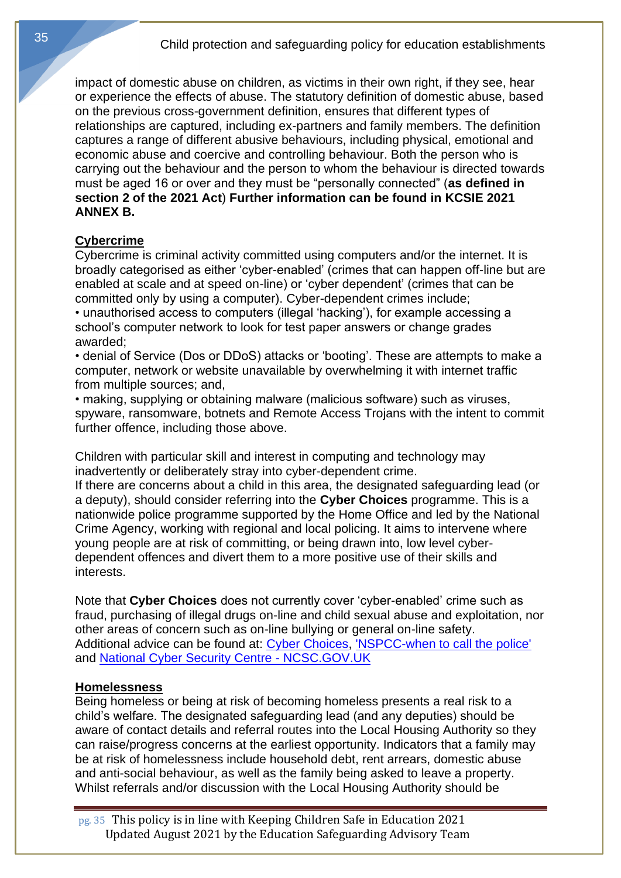impact of domestic abuse on children, as victims in their own right, if they see, hear or experience the effects of abuse. The statutory definition of domestic abuse, based on the previous cross-government definition, ensures that different types of relationships are captured, including ex-partners and family members. The definition captures a range of different abusive behaviours, including physical, emotional and economic abuse and coercive and controlling behaviour. Both the person who is carrying out the behaviour and the person to whom the behaviour is directed towards must be aged 16 or over and they must be "personally connected" (**as defined in section 2 of the 2021 Act**) **Further information can be found in KCSIE 2021 ANNEX B.**

**Cybercrime**

Cybercrime is criminal activity committed using computers and/or the internet. It is broadly categorised as either 'cyber-enabled' (crimes that can happen off-line but are enabled at scale and at speed on-line) or 'cyber dependent' (crimes that can be committed only by using a computer). Cyber-dependent crimes include;

• unauthorised access to computers (illegal 'hacking'), for example accessing a school's computer network to look for test paper answers or change grades awarded;

• denial of Service (Dos or DDoS) attacks or 'booting'. These are attempts to make a computer, network or website unavailable by overwhelming it with internet traffic from multiple sources; and,

• making, supplying or obtaining malware (malicious software) such as viruses, spyware, ransomware, botnets and Remote Access Trojans with the intent to commit further offence, including those above.

Children with particular skill and interest in computing and technology may inadvertently or deliberately stray into cyber-dependent crime.

If there are concerns about a child in this area, the designated safeguarding lead (or a deputy), should consider referring into the **Cyber Choices** programme. This is a nationwide police programme supported by the Home Office and led by the National Crime Agency, working with regional and local policing. It aims to intervene where young people are at risk of committing, or being drawn into, low level cyber-dependent offences and divert them to a more positive use of their skills and interests.

Note that **Cyber Choices** does not currently cover 'cyber-enabled' crime such as fraud, purchasing of illegal drugs on-line and child sexual abuse and exploitation, nor other areas of concern such as on-line bullying or general on-line safety.

Additional advice can be found at: Cyber Choices, 'NSPCC-when to call the police' and National Cyber Security Centre - NCSC.GOV.UK

**Homelessness**

Being homeless or being at risk of becoming homeless presents a real risk to a child's welfare. The designated safeguarding lead (and any deputies) should be aware of contact details and referral routes into the Local Housing Authority so they can raise/progress concerns at the earliest opportunity. Indicators that a family may be at risk of homelessness include household debt, rent arrears, domestic abuse and anti-social behaviour, as well as the family being asked to leave a property. Whilst referrals and/or discussion with the Local Housing Authority should be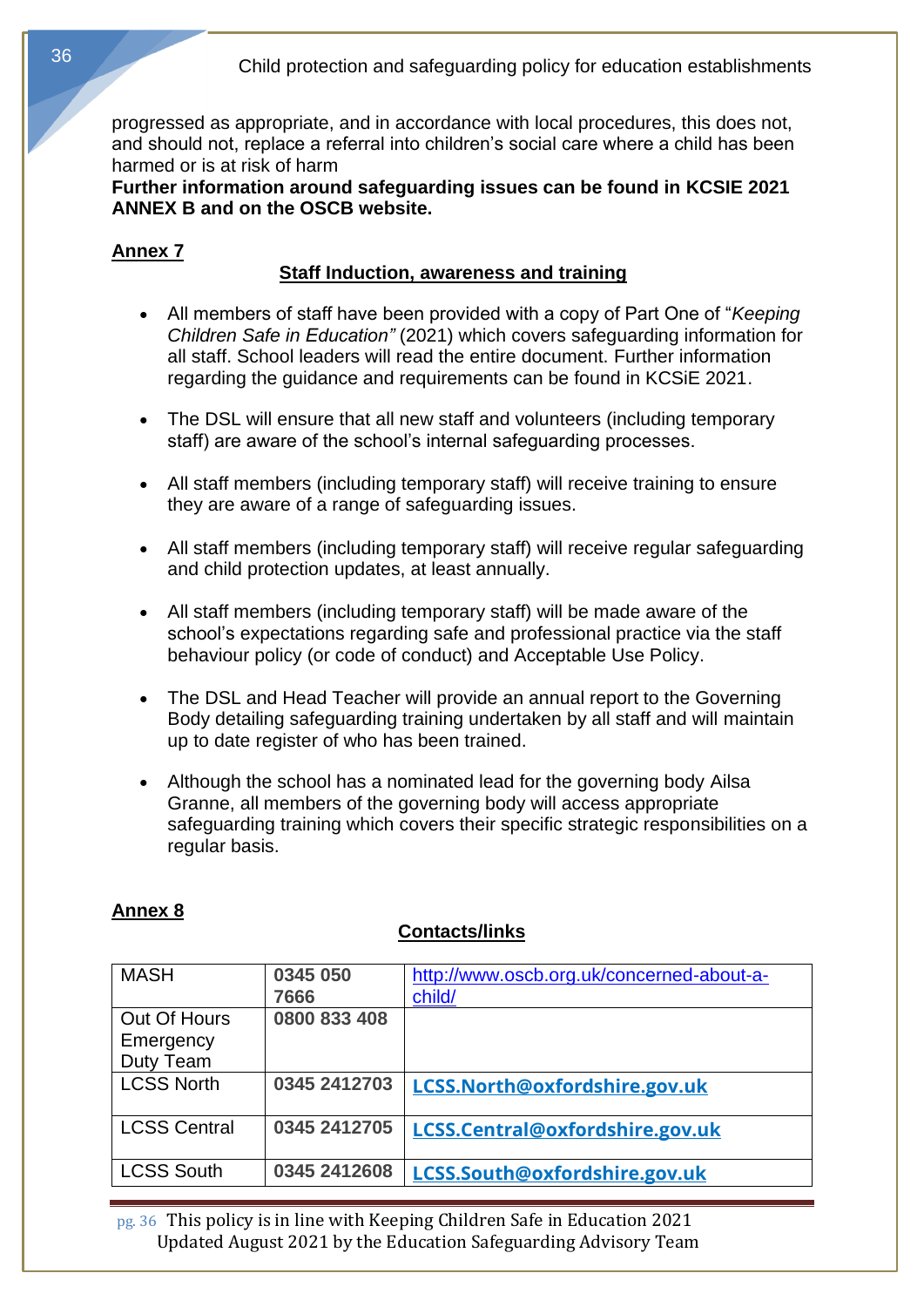progressed as appropriate, and in accordance with local procedures, this does not, and should not, replace a referral into children's social care where a child has been harmed or is at risk of harm

**Further information around safeguarding issues can be found in KCSIE 2021 ANNEX B and on the OSCB website.**

## Annex 7

### Staff Induction, awareness and training

- All members of staff have been provided with a copy of Part One of "*Keeping Children Safe in Education"* (2021) which covers safeguarding information for all staff. School leaders will read the entire document. Further information regarding the guidance and requirements can be found in KCSiE 2021.

- The DSL will ensure that all new staff and volunteers (including temporary staff) are aware of the school's internal safeguarding processes.

- All staff members (including temporary staff) will receive training to ensure they are aware of a range of safeguarding issues.

- All staff members (including temporary staff) will receive regular safeguarding and child protection updates, at least annually.

- All staff members (including temporary staff) will be made aware of the school's expectations regarding safe and professional practice via the staff behaviour policy (or code of conduct) and Acceptable Use Policy.

- The DSL and Head Teacher will provide an annual report to the Governing Body detailing safeguarding training undertaken by all staff and will maintain up to date register of who has been trained.

- Although the school has a nominated lead for the governing body Ailsa Granne, all members of the governing body will access appropriate safeguarding training which covers their specific strategic responsibilities on a regular basis.

## Annex 8

### Contacts/links

| MASH | **0345 050 7666** | http://www.oscb.org.uk/concerned-about-a-child/ |
|---|---|---|
| Out Of Hours Emergency Duty Team | **0800 833 408** | |
| LCSS North | **0345 2412703** | **LCSS.North@oxfordshire.gov.uk** |
| LCSS Central | **0345 2412705** | **LCSS.Central@oxfordshire.gov.uk** |
| LCSS South | **0345 2412608** | **LCSS.South@oxfordshire.gov.uk** |

This policy is in line with Keeping Children Safe in Education 2021
Updated August 2021 by the Education Safeguarding Advisory Team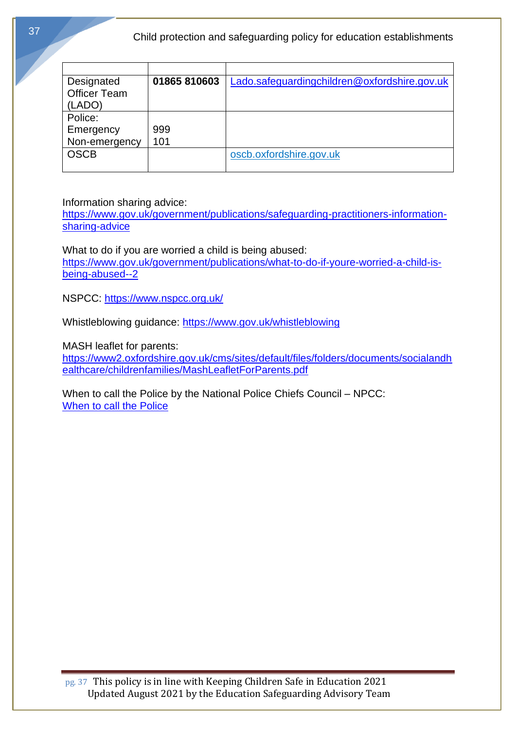| | | |
|---|---|---|
| Designated Officer Team (LADO) | **01865 810603** | Lado.safeguardingchildren@oxfordshire.gov.uk |
| Police:<br>Emergency<br>Non-emergency | <br>999<br>101 | |
| OSCB | | oscb.oxfordshire.gov.uk |

Information sharing advice:
https://www.gov.uk/government/publications/safeguarding-practitioners-information-sharing-advice

What to do if you are worried a child is being abused:
https://www.gov.uk/government/publications/what-to-do-if-youre-worried-a-child-is-being-abused--2

NSPCC: https://www.nspcc.org.uk/

Whistleblowing guidance: https://www.gov.uk/whistleblowing

MASH leaflet for parents:
https://www2.oxfordshire.gov.uk/cms/sites/default/files/folders/documents/socialandhealthcare/childrenfamilies/MashLeafletForParents.pdf

When to call the Police by the National Police Chiefs Council – NPCC:
When to call the Police